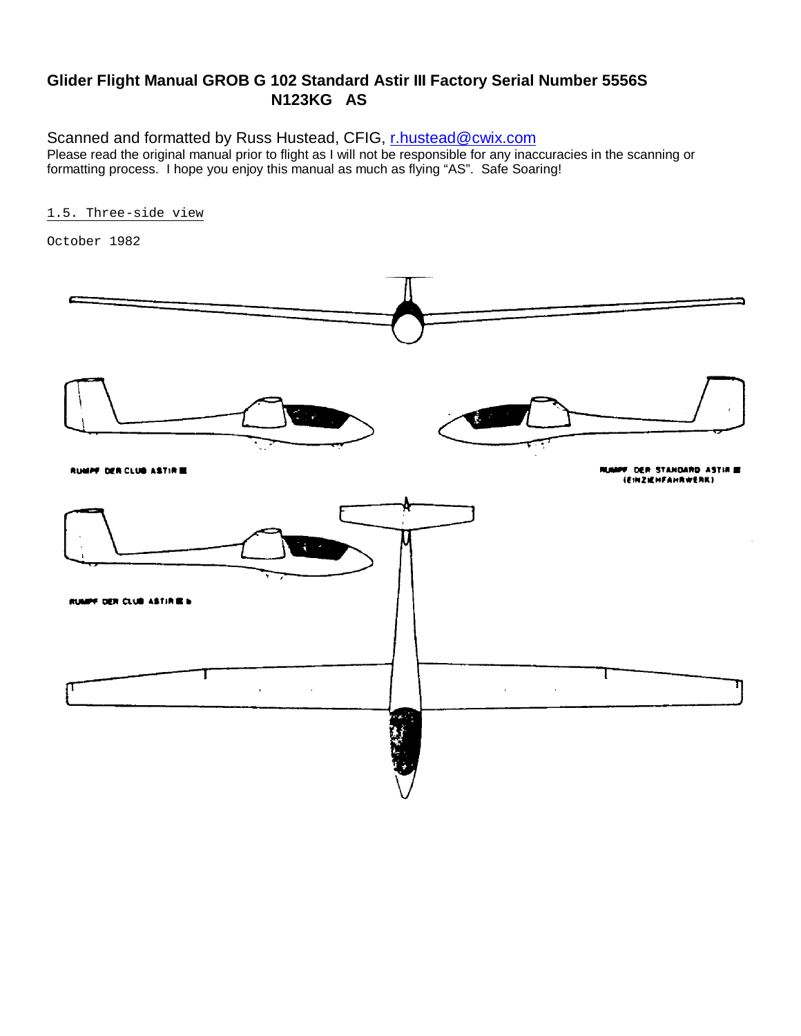**Glider Flight Manual GROB G 102 Standard Astir III Factory Serial Number 5556S**
**N123KG AS**

Scanned and formatted by Russ Hustead, CFIG, r.hustead@cwix.com

Please read the original manual prior to flight as I will not be responsible for any inaccuracies in the scanning or formatting process. I hope you enjoy this manual as much as flying "AS". Safe Soaring!

1.5. Three-side view

October 1982

RUMPF DER CLUB ASTIR III

RUMPF DER STANDARD ASTIR III (EINZIEHFAHRWERK)

RUMPF DER CLUB ASTIR III b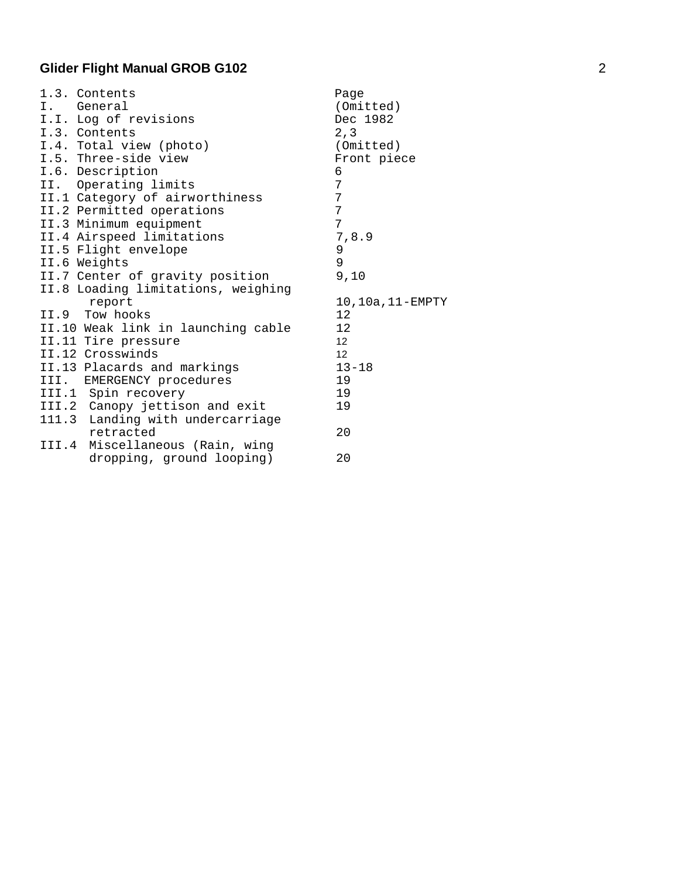| 1.3. Contents | Page |
| --- | --- |
| I. General | (Omitted) |
| I.I. Log of revisions | Dec 1982 |
| I.3. Contents | 2,3 |
| I.4. Total view (photo) | (Omitted) |
| I.5. Three-side view | Front piece |
| I.6. Description | 6 |
| II. Operating limits | 7 |
| II.1 Category of airworthiness | 7 |
| II.2 Permitted operations | 7 |
| II.3 Minimum equipment | 7 |
| II.4 Airspeed limitations | 7,8.9 |
| II.5 Flight envelope | 9 |
| II.6 Weights | 9 |
| II.7 Center of gravity position | 9,10 |
| II.8 Loading limitations, weighing report | 10,10a,11-EMPTY |
| II.9 Tow hooks | 12 |
| II.10 Weak link in launching cable | 12 |
| II.11 Tire pressure | 12 |
| II.12 Crosswinds | 12 |
| II.13 Placards and markings | 13-18 |
| III. EMERGENCY procedures | 19 |
| III.1 Spin recovery | 19 |
| III.2 Canopy jettison and exit | 19 |
| 111.3 Landing with undercarriage retracted | 20 |
| III.4 Miscellaneous (Rain, wing dropping, ground looping) | 20 |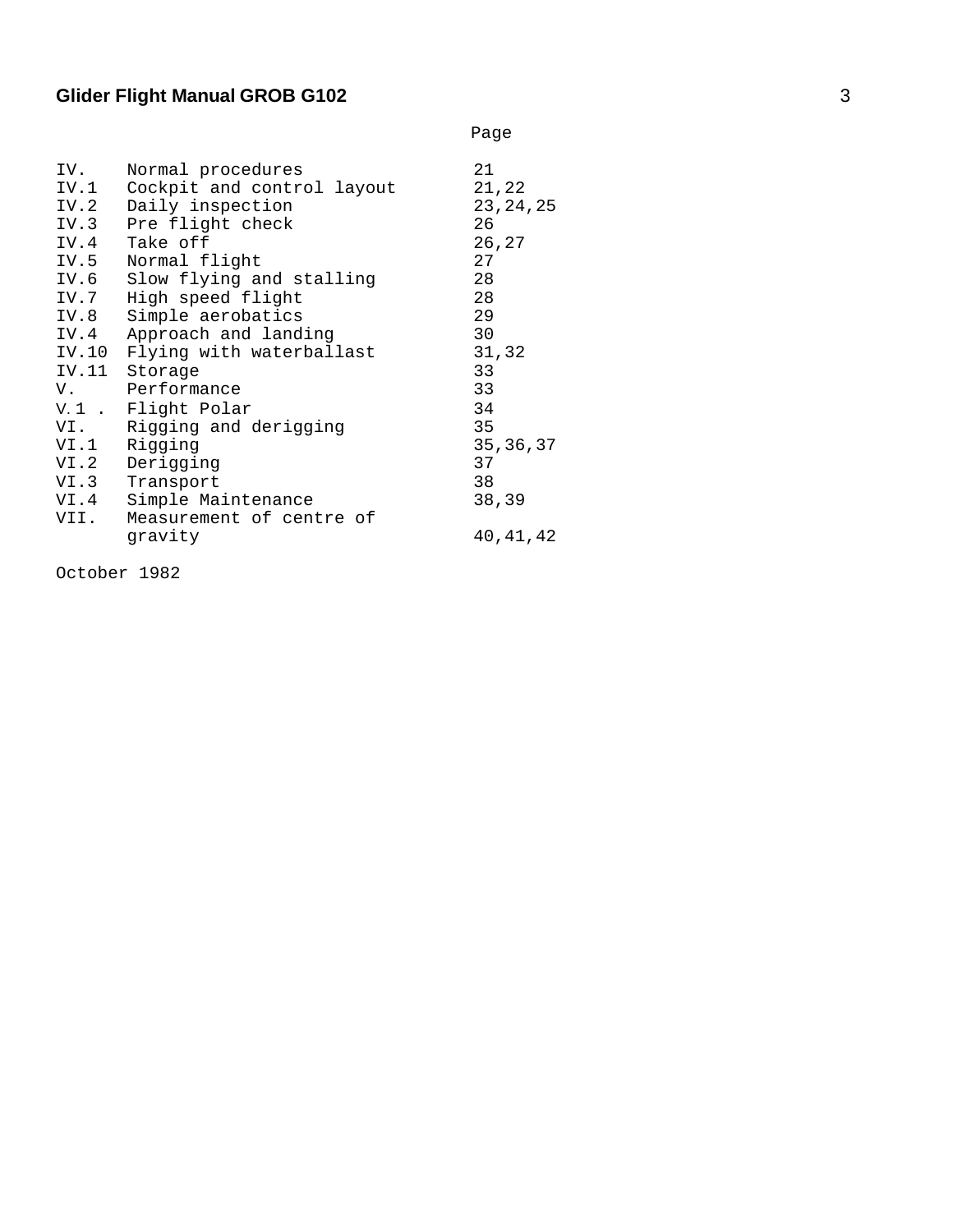| | | Page |
|---|---|---|
| IV. | Normal procedures | 21 |
| IV.1 | Cockpit and control layout | 21,22 |
| IV.2 | Daily inspection | 23,24,25 |
| IV.3 | Pre flight check | 26 |
| IV.4 | Take off | 26,27 |
| IV.5 | Normal flight | 27 |
| IV.6 | Slow flying and stalling | 28 |
| IV.7 | High speed flight | 28 |
| IV.8 | Simple aerobatics | 29 |
| IV.4 | Approach and landing | 30 |
| IV.10 | Flying with waterballast | 31,32 |
| IV.11 | Storage | 33 |
| V. | Performance | 33 |
| V.1 . | Flight Polar | 34 |
| VI. | Rigging and derigging | 35 |
| VI.1 | Rigging | 35,36,37 |
| VI.2 | Derigging | 37 |
| VI.3 | Transport | 38 |
| VI.4 | Simple Maintenance | 38,39 |
| VII. | Measurement of centre of gravity | 40,41,42 |

October 1982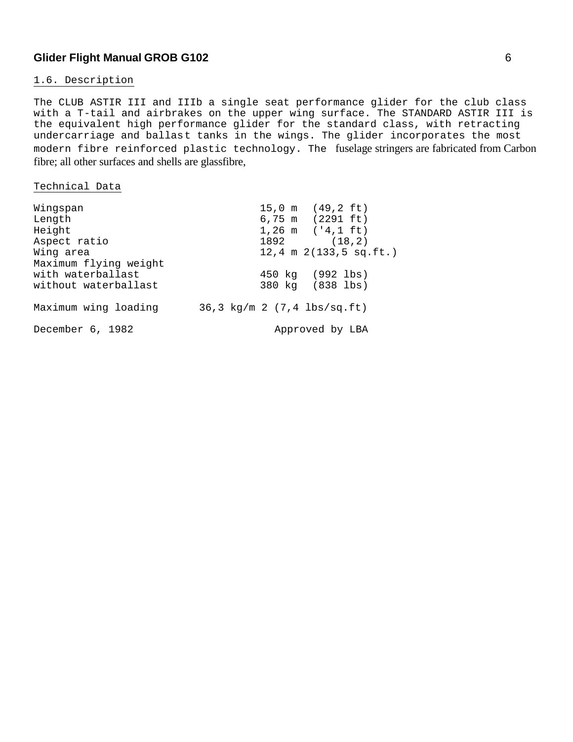## 1.6. Description

The CLUB ASTIR III and IIIb a single seat performance glider for the club class with a T-tail and airbrakes on the upper wing surface. The STANDARD ASTIR III is the equivalent high performance glider for the standard class, with retracting undercarriage and ballast tanks in the wings. The glider incorporates the most modern fibre reinforced plastic technology. The fuselage stringers are fabricated from Carbon fibre; all other surfaces and shells are glassfibre,

## Technical Data

| | |
|---|---|
| Wingspan | 15,0 m (49,2 ft) |
| Length | 6,75 m (2291 ft) |
| Height | 1,26 m ('4,1 ft) |
| Aspect ratio | 1892 (18,2) |
| Wing area | 12,4 m 2(133,5 sq.ft.) |
| Maximum flying weight | |
| with waterballast | 450 kg (992 lbs) |
| without waterballast | 380 kg (838 lbs) |
| Maximum wing loading | 36,3 kg/m 2 (7,4 lbs/sq.ft) |

December 6, 1982 Approved by LBA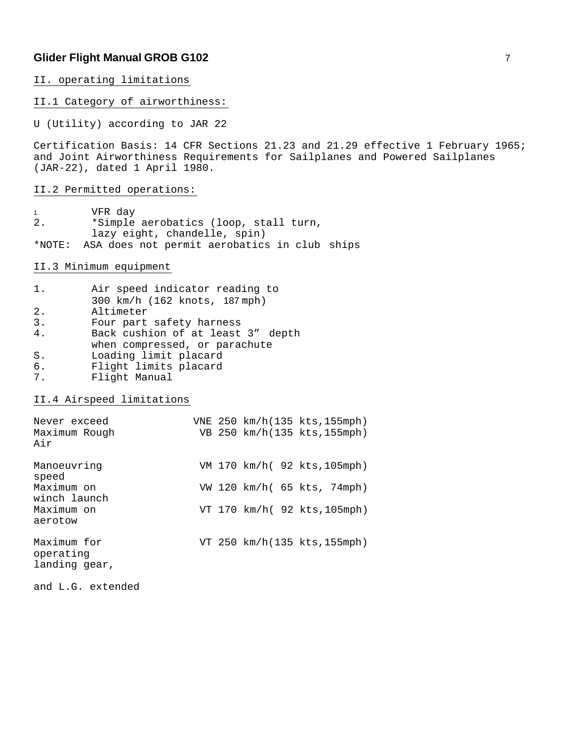## II. operating limitations

### II.1 Category of airworthiness:

U (Utility) according to JAR 22

Certification Basis: 14 CFR Sections 21.23 and 21.29 effective 1 February 1965; and Joint Airworthiness Requirements for Sailplanes and Powered Sailplanes (JAR-22), dated 1 April 1980.

### II.2 Permitted operations:

1. VFR day
2. *Simple aerobatics (loop, stall turn, lazy eight, chandelle, spin)

*NOTE: ASA does not permit aerobatics in club ships

### II.3 Minimum equipment

1. Air speed indicator reading to 300 km/h (162 knots, 187 mph)
2. Altimeter
3. Four part safety harness
4. Back cushion of at least 3" depth when compressed, or parachute
S. Loading limit placard
6. Flight limits placard
7. Flight Manual

### II.4 Airspeed limitations

| | | |
|---|---|---|
| Never exceed | VNE | 250 km/h(135 kts,155mph) |
| Maximum Rough Air | VB | 250 km/h(135 kts,155mph) |
| Manoeuvring speed | VM | 170 km/h( 92 kts,105mph) |
| Maximum on winch launch | VW | 120 km/h( 65 kts, 74mph) |
| Maximum on aerotow | VT | 170 km/h( 92 kts,105mph) |
| Maximum for operating landing gear, and L.G. extended | VT | 250 km/h(135 kts,155mph) |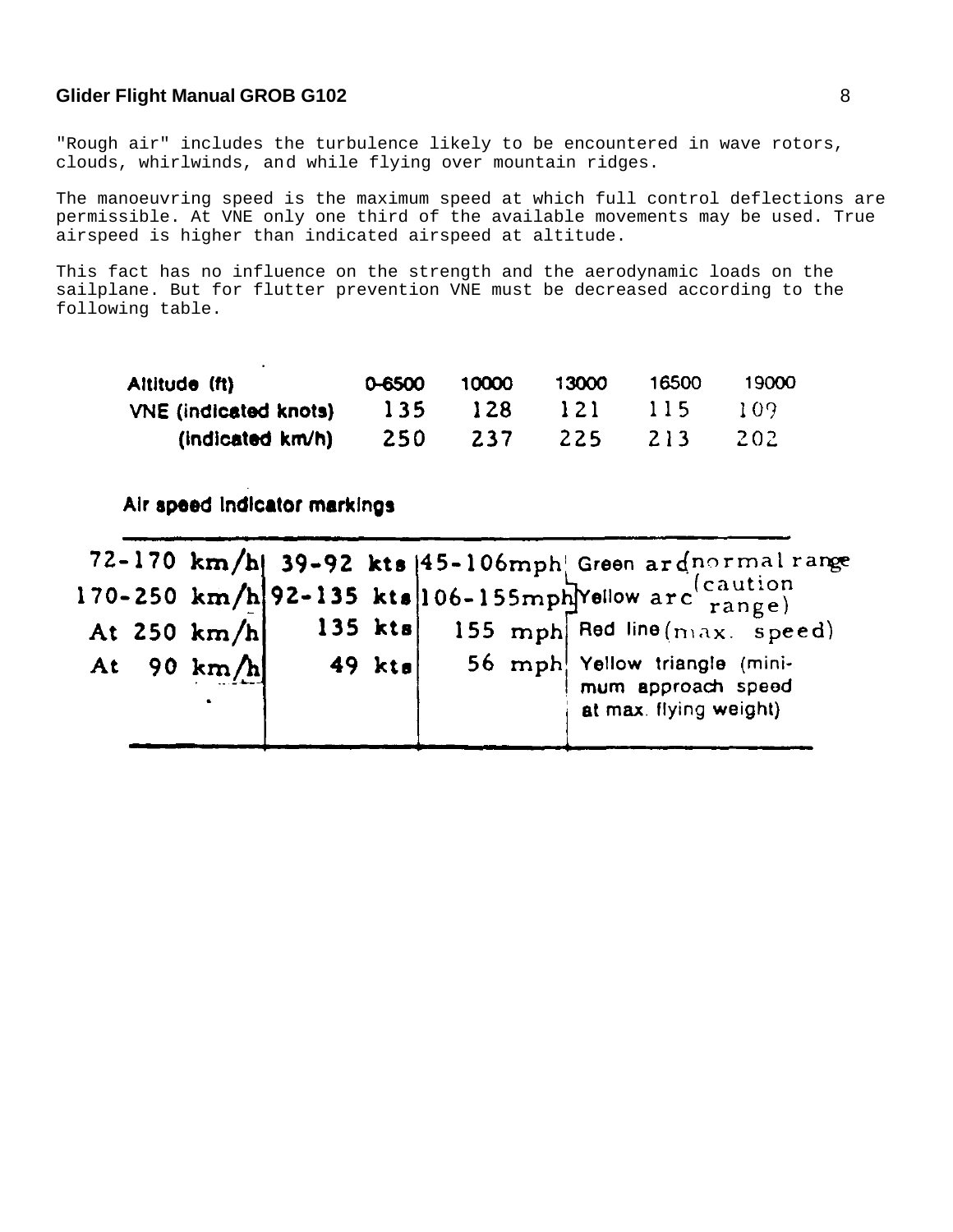"Rough air" includes the turbulence likely to be encountered in wave rotors, clouds, whirlwinds, and while flying over mountain ridges.

The manoeuvring speed is the maximum speed at which full control deflections are permissible. At VNE only one third of the available movements may be used. True airspeed is higher than indicated airspeed at altitude.

This fact has no influence on the strength and the aerodynamic loads on the sailplane. But for flutter prevention VNE must be decreased according to the following table.

| Altitude (ft) | 0-6500 | 10000 | 13000 | 16500 | 19000 |
|---|---|---|---|---|---|
| VNE (indicated knots) | 135 | 128 | 121 | 115 | 109 |
| (indicated km/h) | 250 | 237 | 225 | 213 | 202 |

**Air speed indicator markings**

| | | | |
|---|---|---|---|
| 72-170 km/h | 39-92 kts | 45-106mph | Green arc (normal range) |
| 170-250 km/h | 92-135 kts | 106-155mph | Yellow arc (caution range) |
| At 250 km/h | 135 kts | 155 mph | Red line (max. speed) |
| At 90 km/h | 49 kts | 56 mph | Yellow triangle (minimum approach speed at max. flying weight) |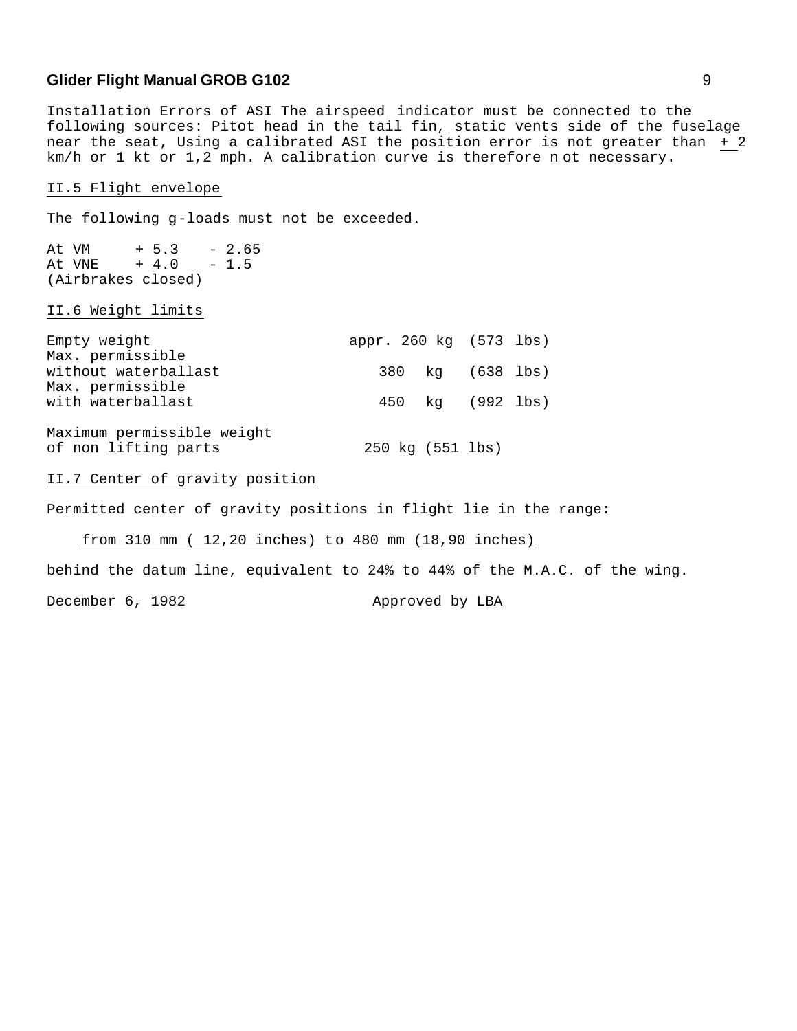Installation Errors of ASI The airspeed indicator must be connected to the following sources: Pitot head in the tail fin, static vents side of the fuselage near the seat, Using a calibrated ASI the position error is not greater than ± 2 km/h or 1 kt or 1,2 mph. A calibration curve is therefore not necessary.

## II.5 Flight envelope

The following g-loads must not be exceeded.

| | | |
|---|---|---|
| At VM | + 5.3 | - 2.65 |
| At VNE | + 4.0 | - 1.5 |

(Airbrakes closed)

## II.6 Weight limits

| | |
|---|---|
| Empty weight | appr. 260 kg (573 lbs) |
| Max. permissible without waterballast | 380 kg (638 lbs) |
| Max. permissible with waterballast | 450 kg (992 lbs) |
| Maximum permissible weight of non lifting parts | 250 kg (551 lbs) |

## II.7 Center of gravity position

Permitted center of gravity positions in flight lie in the range:

from 310 mm ( 12,20 inches) to 480 mm (18,90 inches)

behind the datum line, equivalent to 24% to 44% of the M.A.C. of the wing.

December 6, 1982 Approved by LBA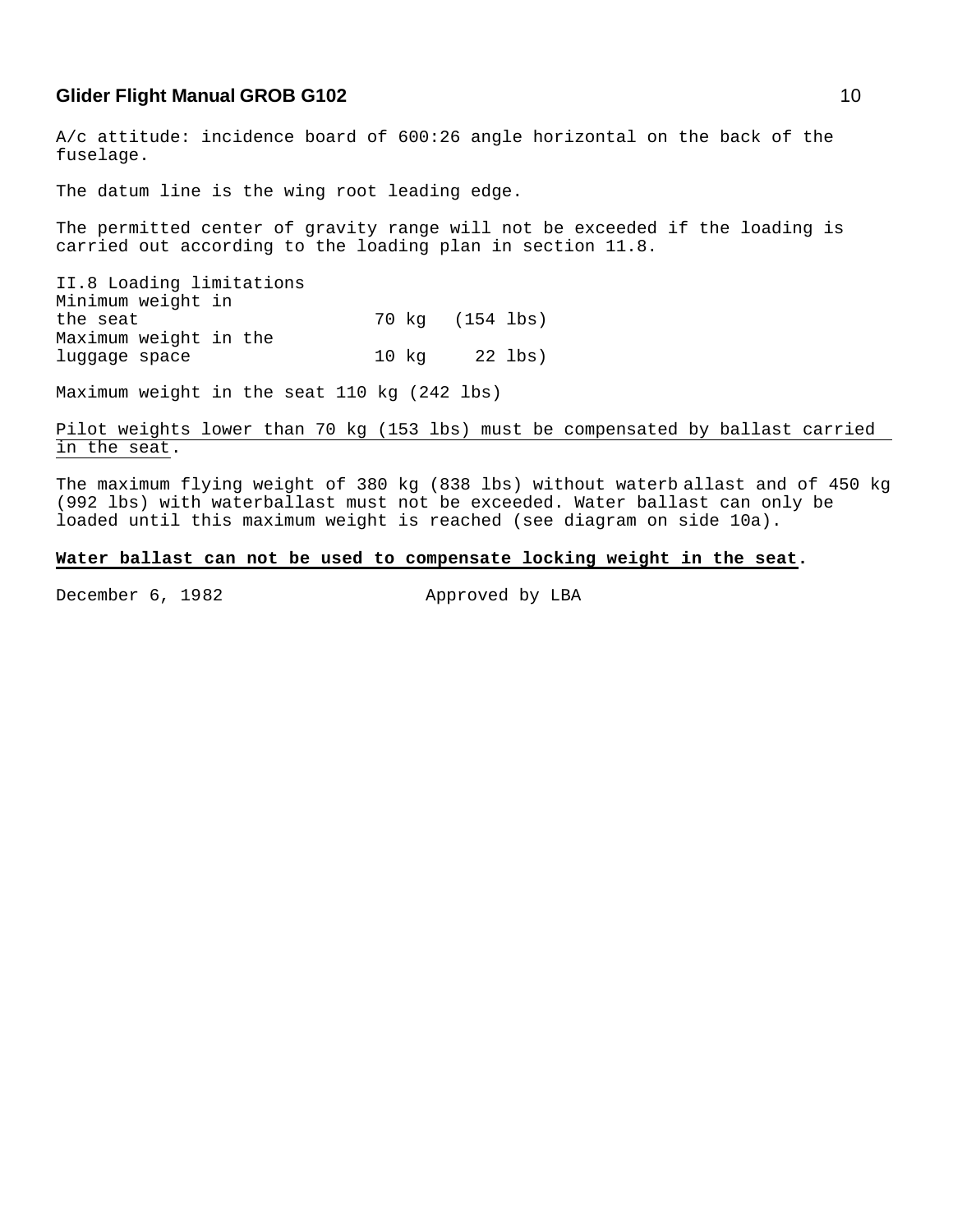A/c attitude: incidence board of 600:26 angle horizontal on the back of the fuselage.

The datum line is the wing root leading edge.

The permitted center of gravity range will not be exceeded if the loading is carried out according to the loading plan in section 11.8.

II.8 Loading limitations

| | | |
|---|---|---|
| Minimum weight in the seat | 70 kg | (154 lbs) |
| Maximum weight in the luggage space | 10 kg | 22 lbs) |

Maximum weight in the seat 110 kg (242 lbs)

<u>Pilot weights lower than 70 kg (153 lbs) must be compensated by ballast carried in the seat</u>.

The maximum flying weight of 380 kg (838 lbs) without waterb allast and of 450 kg (992 lbs) with waterballast must not be exceeded. Water ballast can only be loaded until this maximum weight is reached (see diagram on side 10a).

**<u>Water ballast can not be used to compensate locking weight in the seat</u>.**

December 6, 1982 Approved by LBA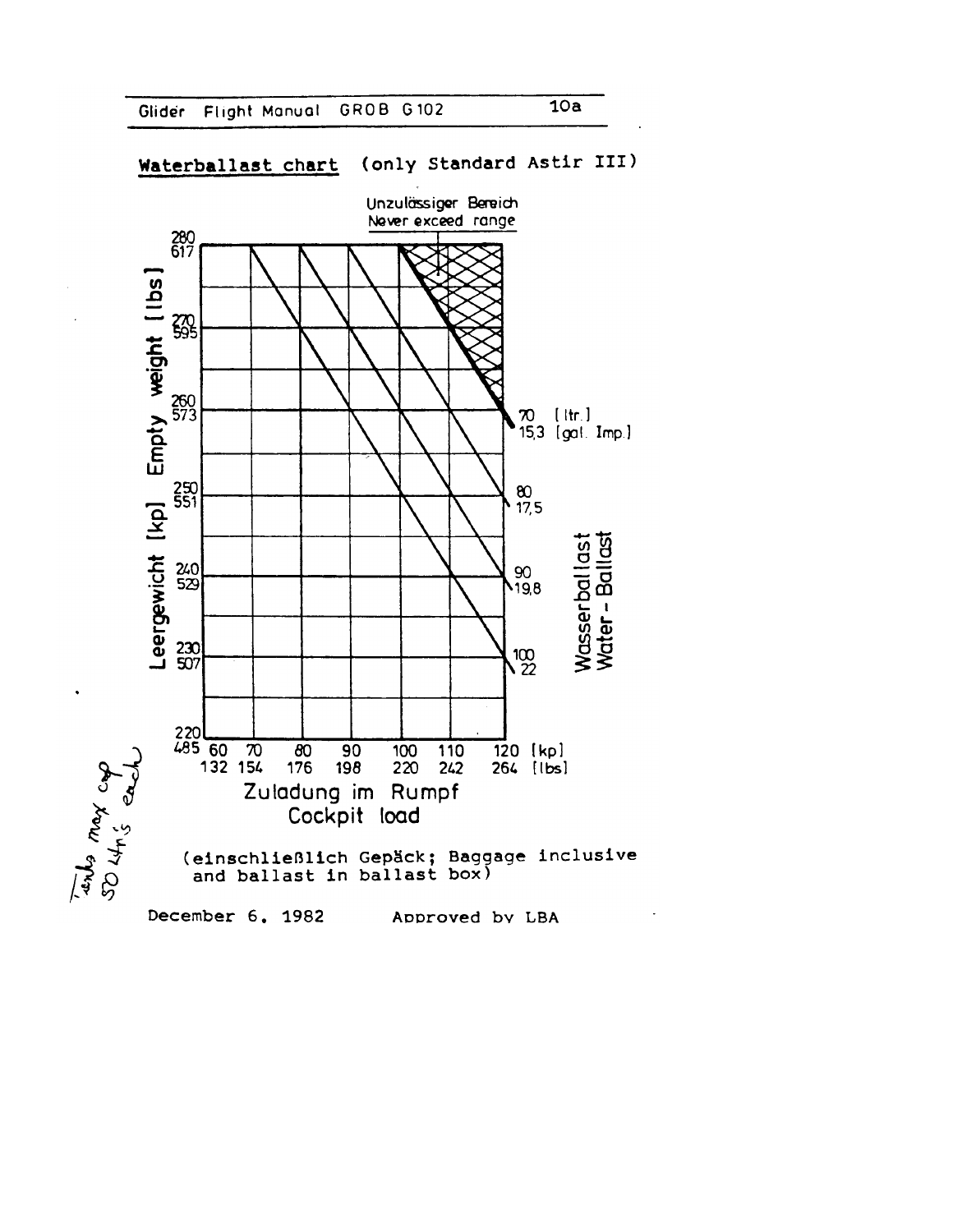## Waterballast chart (only Standard Astir III)

Unzulässiger Bereich
Never exceed range

Leergewicht [kp] Empty weight [lbs]

| kp | lbs |
|---|---|
| 280 | 617 |
| 270 | 595 |
| 260 | 573 |
| 250 | 551 |
| 240 | 529 |
| 230 | 507 |
| 220 | 485 |

Wasserballast / Water-Ballast

| [ltr.] | [gal. Imp.] |
|---|---|
| 70 | 15,3 |
| 80 | 17,5 |
| 90 | 19,8 |
| 100 | 22 |

| [kp] | 60 | 70 | 80 | 90 | 100 | 110 | 120 |
|---|---|---|---|---|---|---|---|
| [lbs] | 132 | 154 | 176 | 198 | 220 | 242 | 264 |

Zuladung im Rumpf
Cockpit load

(einschließlich Gepäck; Baggage inclusive and ballast in ballast box)

*Tanks max cap 50 ltr's each*

December 6, 1982 Approved by LBA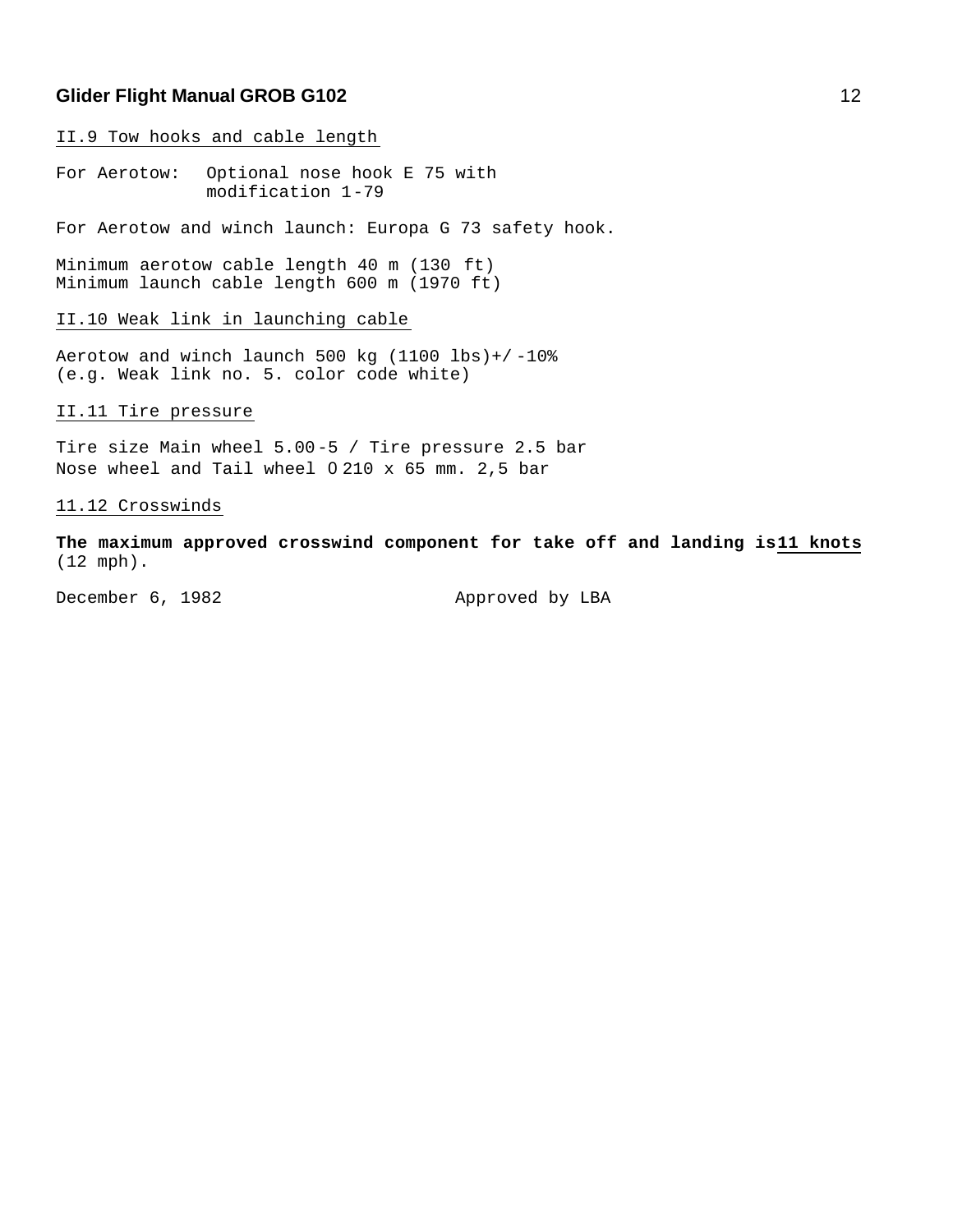II.9 Tow hooks and cable length

For Aerotow: Optional nose hook E 75 with modification 1-79

For Aerotow and winch launch: Europa G 73 safety hook.

Minimum aerotow cable length 40 m (130 ft)
Minimum launch cable length 600 m (1970 ft)

II.10 Weak link in launching cable

Aerotow and winch launch 500 kg (1100 lbs)+/-10%
(e.g. Weak link no. 5. color code white)

II.11 Tire pressure

Tire size Main wheel 5.00-5 / Tire pressure 2.5 bar
Nose wheel and Tail wheel O 210 x 65 mm. 2,5 bar

11.12 Crosswinds

**The maximum approved crosswind component for take off and landing is 11 knots** (12 mph).

December 6, 1982 Approved by LBA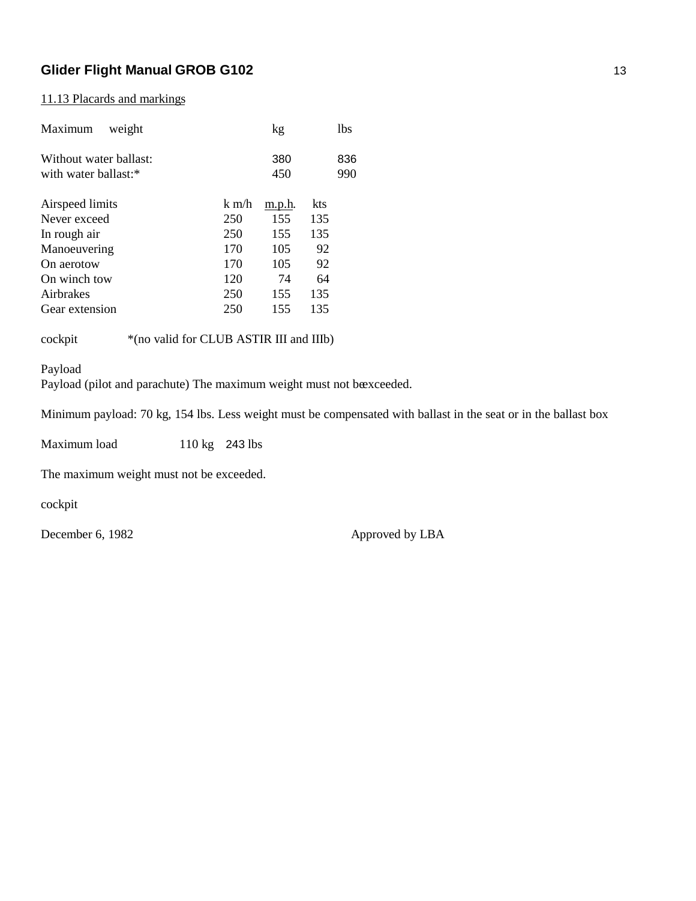11.13 Placards and markings

| Maximum weight | kg | lbs |
|---|---|---|
| Without water ballast: | 380 | 836 |
| with water ballast:* | 450 | 990 |

| Airspeed limits | k m/h | m.p.h. | kts |
|---|---|---|---|
| Never exceed | 250 | 155 | 135 |
| In rough air | 250 | 155 | 135 |
| Manoeuvering | 170 | 105 | 92 |
| On aerotow | 170 | 105 | 92 |
| On winch tow | 120 | 74 | 64 |
| Airbrakes | 250 | 155 | 135 |
| Gear extension | 250 | 155 | 135 |

cockpit *(no valid for CLUB ASTIR III and IIIb)

Payload

Payload (pilot and parachute) The maximum weight must not be exceeded.

Minimum payload: 70 kg, 154 lbs. Less weight must be compensated with ballast in the seat or in the ballast box

Maximum load 110 kg 243 lbs

The maximum weight must not be exceeded.

cockpit

December 6, 1982 Approved by LBA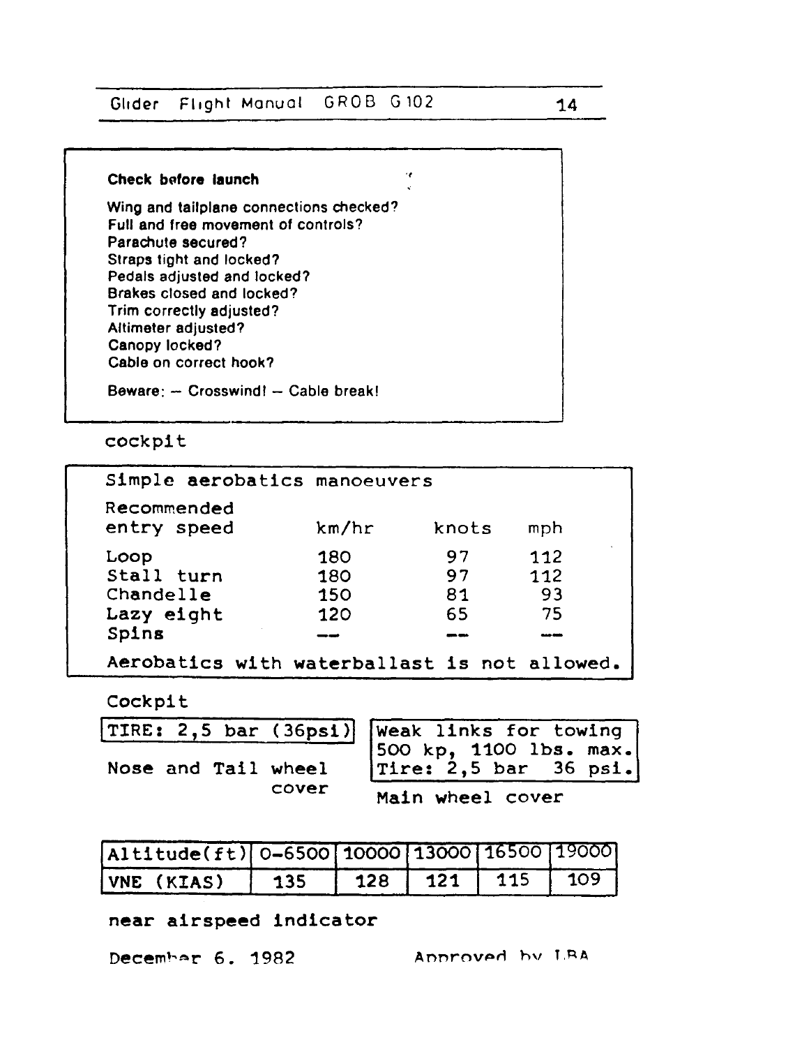**Check before launch**

Wing and tailplane connections checked?
Full and free movement of controls?
Parachute secured?
Straps tight and locked?
Pedals adjusted and locked?
Brakes closed and locked?
Trim correctly adjusted?
Altimeter adjusted?
Canopy locked?
Cable on correct hook?

Beware: – Crosswind! – Cable break!

cockpit

Simple aerobatics manoeuvers

| Recommended entry speed | km/hr | knots | mph |
|---|---|---|---|
| Loop | 180 | 97 | 112 |
| Stall turn | 180 | 97 | 112 |
| Chandelle | 150 | 81 | 93 |
| Lazy eight | 120 | 65 | 75 |
| Spins | — | — | — |

Aerobatics with waterballast is not allowed.

Cockpit

TIRE: 2,5 bar (36psi)

Nose and Tail wheel cover

Weak links for towing
500 kp, 1100 lbs. max.
Tire: 2,5 bar 36 psi.

Main wheel cover

| Altitude(ft) | 0–6500 | 10000 | 13000 | 16500 | 19000 |
|---|---|---|---|---|---|
| VNE (KIAS) | 135 | 128 | 121 | 115 | 109 |

near airspeed indicator

December 6. 1982 Approved by LBA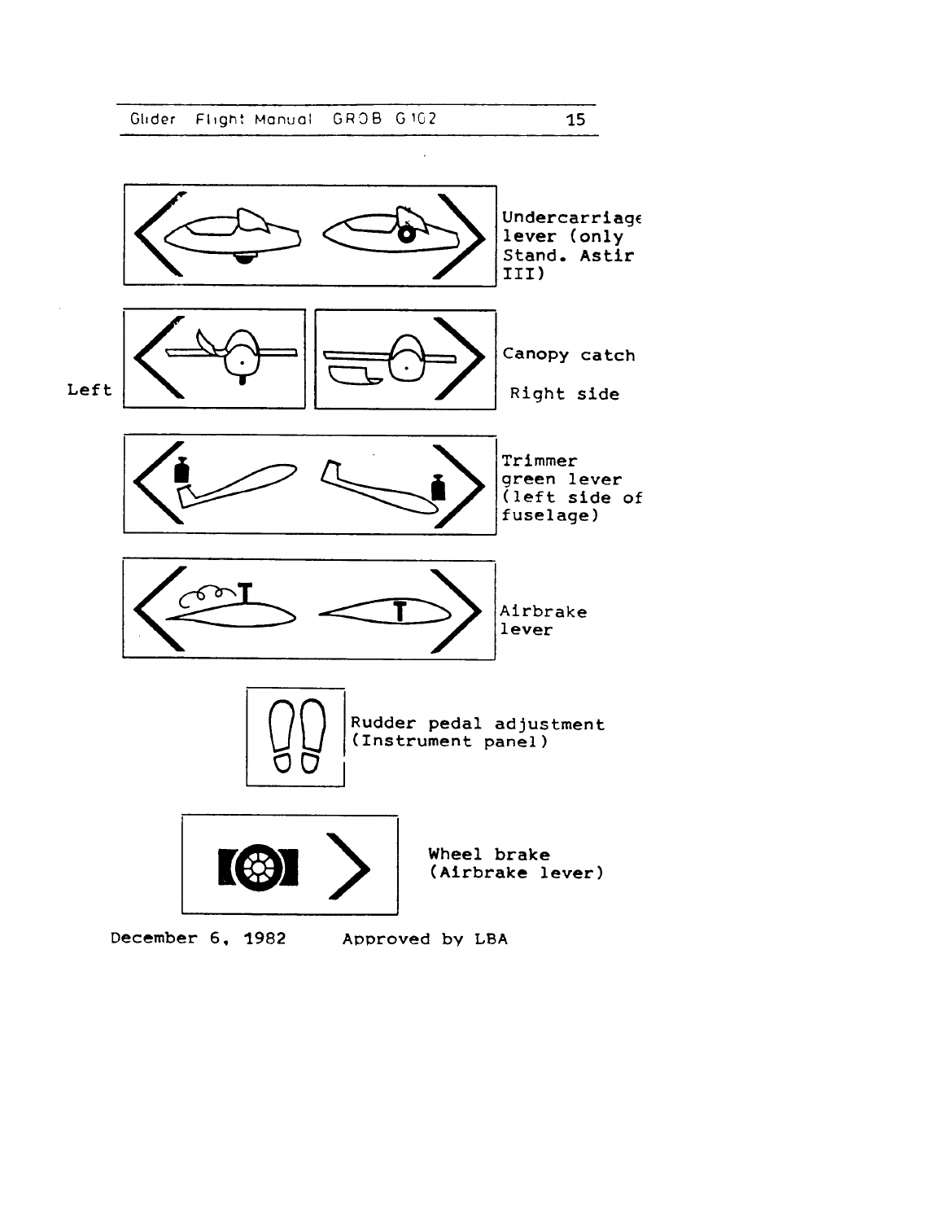Undercarriage lever (only Stand. Astir III)

Left

Canopy catch

Right side

Trimmer green lever (left side of fuselage)

Airbrake lever

Rudder pedal adjustment (Instrument panel)

Wheel brake (Airbrake lever)

December 6, 1982 Approved by LBA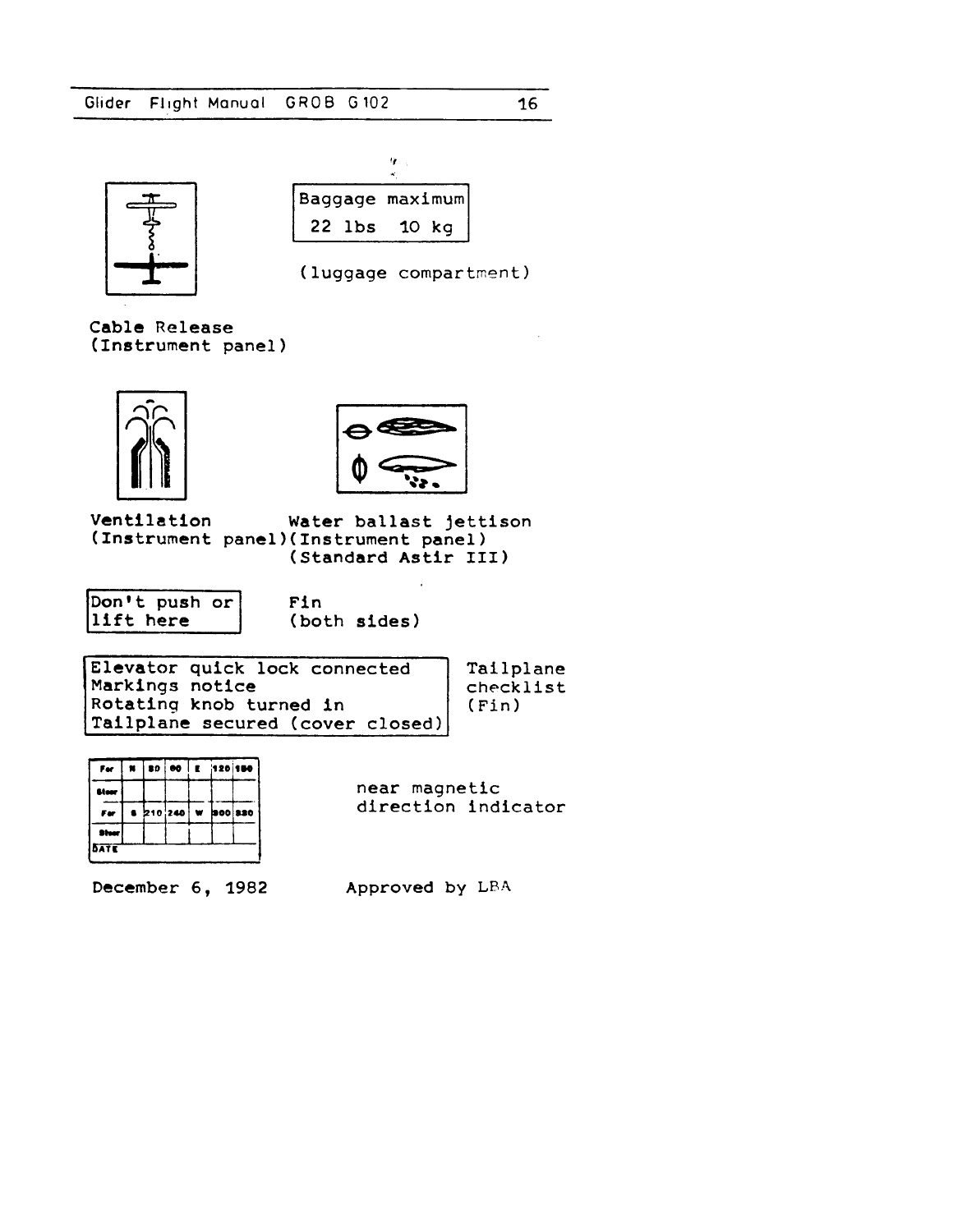Baggage maximum
22 lbs 10 kg

(luggage compartment)

Cable Release
(Instrument panel)

Ventilation
(Instrument panel)

Water ballast jettison
(Instrument panel)
(Standard Astir III)

Don't push or lift here

Fin
(both sides)

Elevator quick lock connected
Markings notice
Rotating knob turned in
Tailplane secured (cover closed)

Tailplane checklist
(Fin)

| For | N | 30 | 60 | E | 120 | 150 |
|---|---|---|---|---|---|---|
| Steer | | | | | | |
| For | S | 210 | 240 | W | 300 | 330 |
| Steer | | | | | | |
| DATE | | | | | | |

near magnetic direction indicator

December 6, 1982

Approved by LBA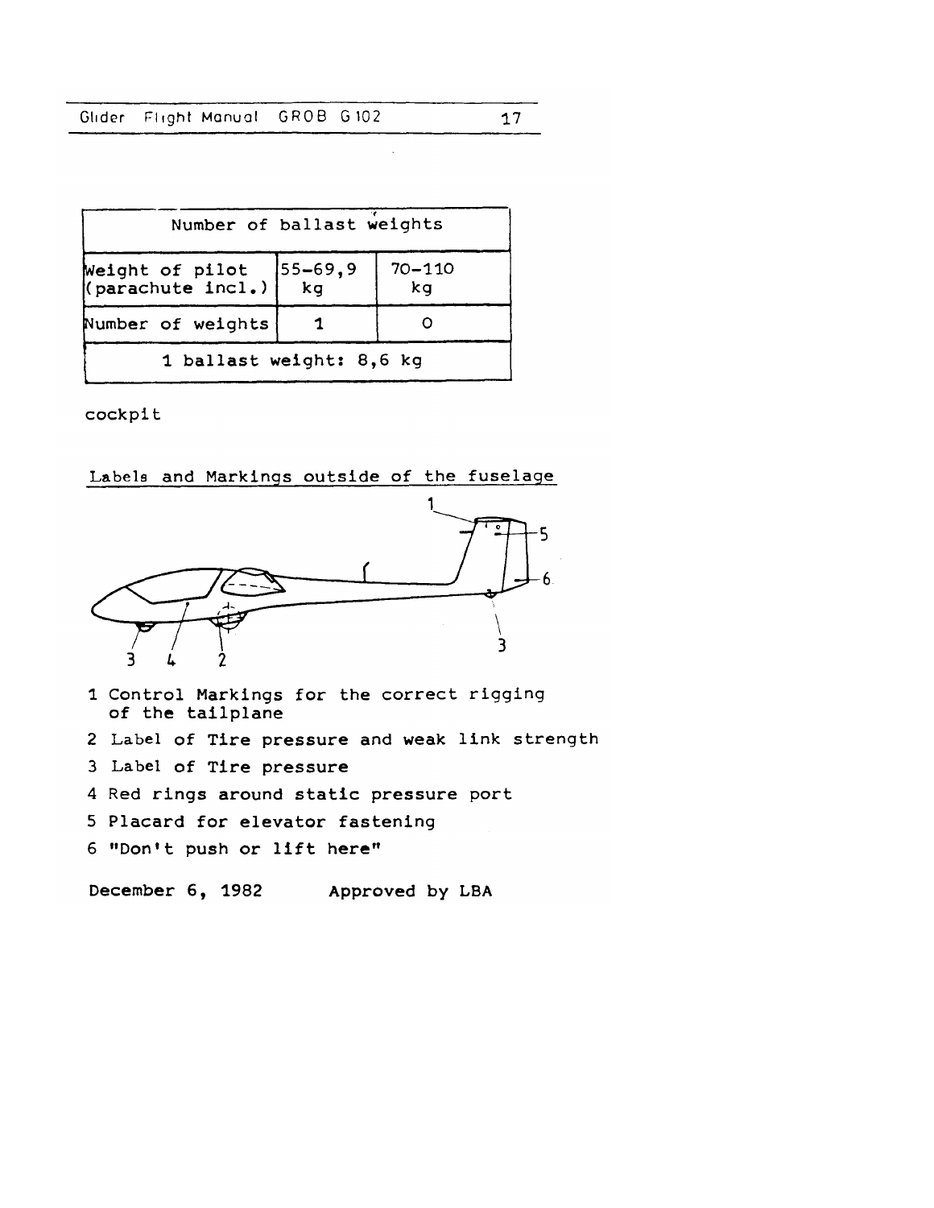| Number of ballast weights | | |
|---|---|---|
| Weight of pilot (parachute incl.) | 55–69,9 kg | 70–110 kg |
| Number of weights | 1 | 0 |
| 1 ballast weight: 8,6 kg | | |

cockpit

<u>Labels and Markings outside of the fuselage</u>

1 Control Markings for the correct rigging of the tailplane

2 Label of Tire pressure and weak link strength

3 Label of Tire pressure

4 Red rings around static pressure port

5 Placard for elevator fastening

6 "Don't push or lift here"

December 6, 1982 Approved by LBA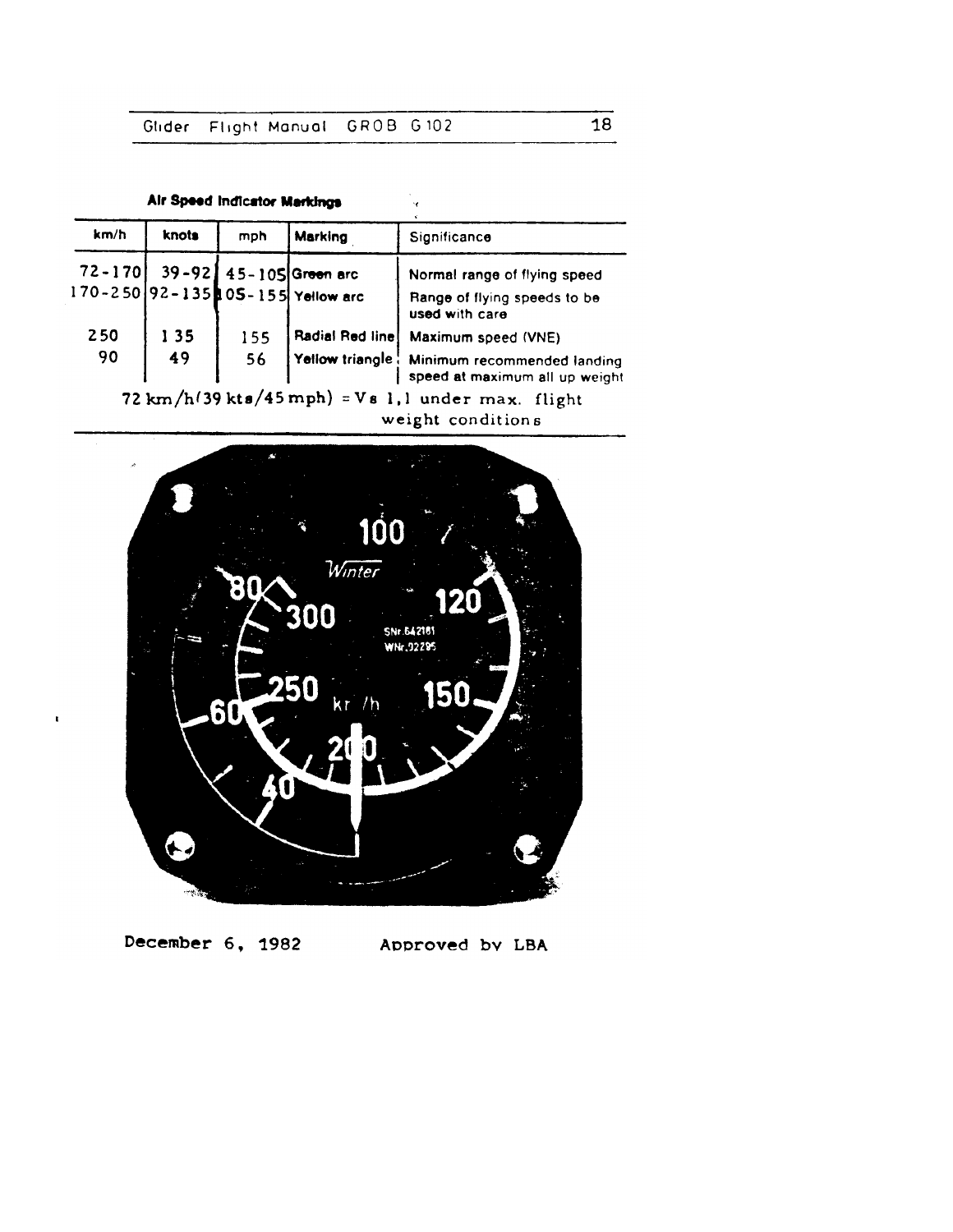**Air Speed Indicator Markings**

| km/h | knots | mph | Marking | Significance |
|---|---|---|---|---|
| 72-170 | 39-92 | 45-105 | Green arc | Normal range of flying speed |
| 170-250 | 92-135 | 105-155 | Yellow arc | Range of flying speeds to be used with care |
| 250 | 135 | 155 | Radial Red line | Maximum speed (VNE) |
| 90 | 49 | 56 | Yellow triangle | Minimum recommended landing speed at maximum all up weight |

72 km/h (39 kts/45 mph) = Vs 1,1 under max. flight weight conditions

December 6, 1982 Approved by LBA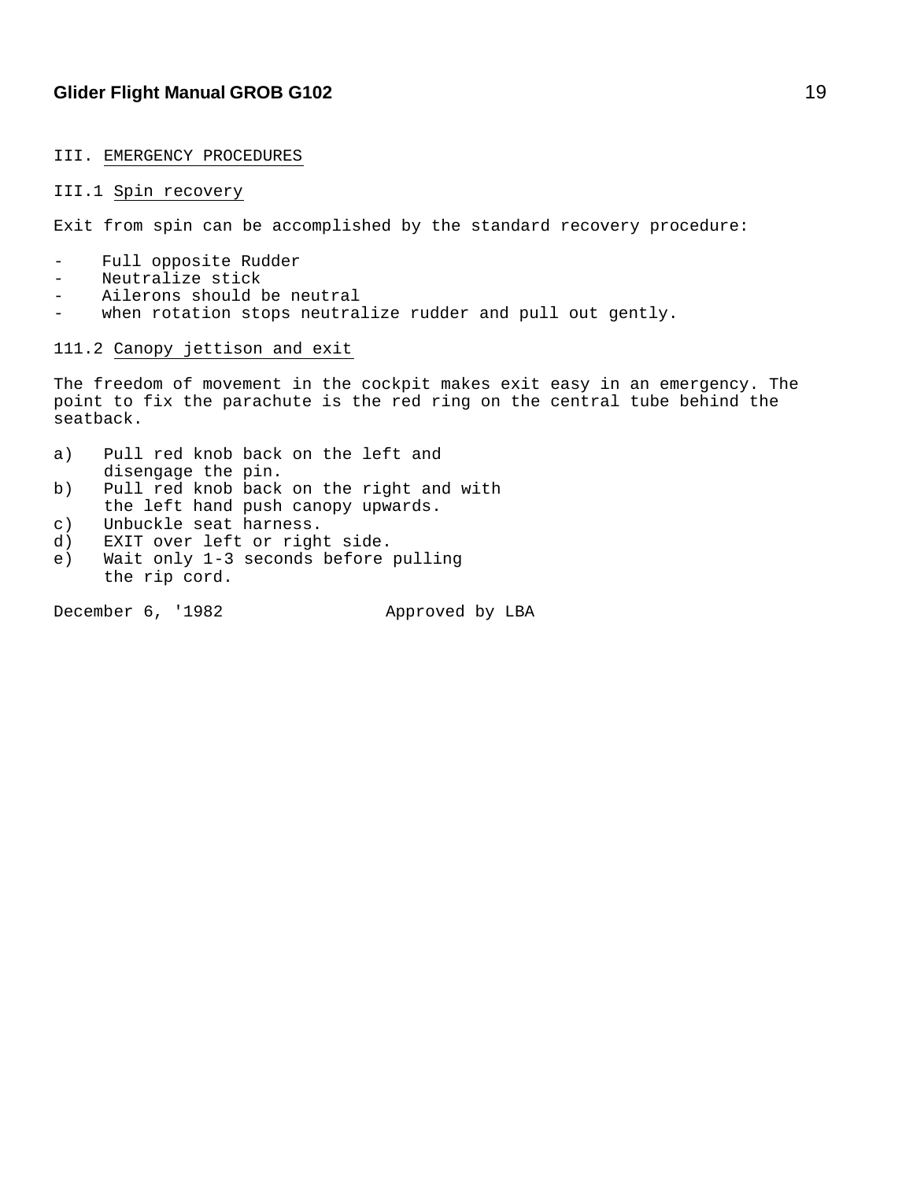# III. EMERGENCY PROCEDURES

## III.1 Spin recovery

Exit from spin can be accomplished by the standard recovery procedure:

- Full opposite Rudder
- Neutralize stick
- Ailerons should be neutral
- when rotation stops neutralize rudder and pull out gently.

## 111.2 Canopy jettison and exit

The freedom of movement in the cockpit makes exit easy in an emergency. The point to fix the parachute is the red ring on the central tube behind the seatback.

a) Pull red knob back on the left and disengage the pin.
b) Pull red knob back on the right and with the left hand push canopy upwards.
c) Unbuckle seat harness.
d) EXIT over left or right side.
e) Wait only 1-3 seconds before pulling the rip cord.

December 6, '1982 Approved by LBA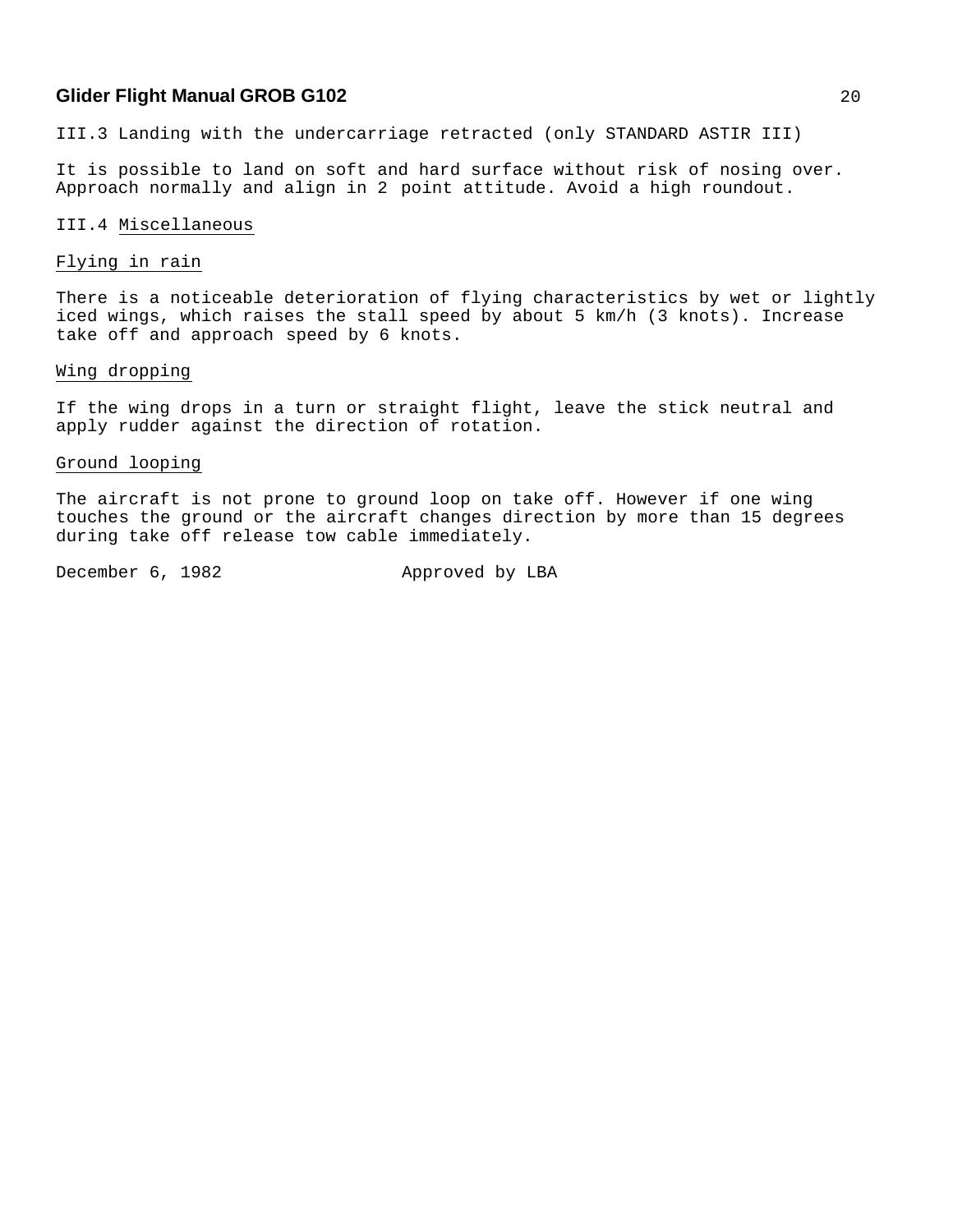III.3 Landing with the undercarriage retracted (only STANDARD ASTIR III)

It is possible to land on soft and hard surface without risk of nosing over. Approach normally and align in 2 point attitude. Avoid a high roundout.

III.4 Miscellaneous

Flying in rain

There is a noticeable deterioration of flying characteristics by wet or lightly iced wings, which raises the stall speed by about 5 km/h (3 knots). Increase take off and approach speed by 6 knots.

Wing dropping

If the wing drops in a turn or straight flight, leave the stick neutral and apply rudder against the direction of rotation.

Ground looping

The aircraft is not prone to ground loop on take off. However if one wing touches the ground or the aircraft changes direction by more than 15 degrees during take off release tow cable immediately.

December 6, 1982 Approved by LBA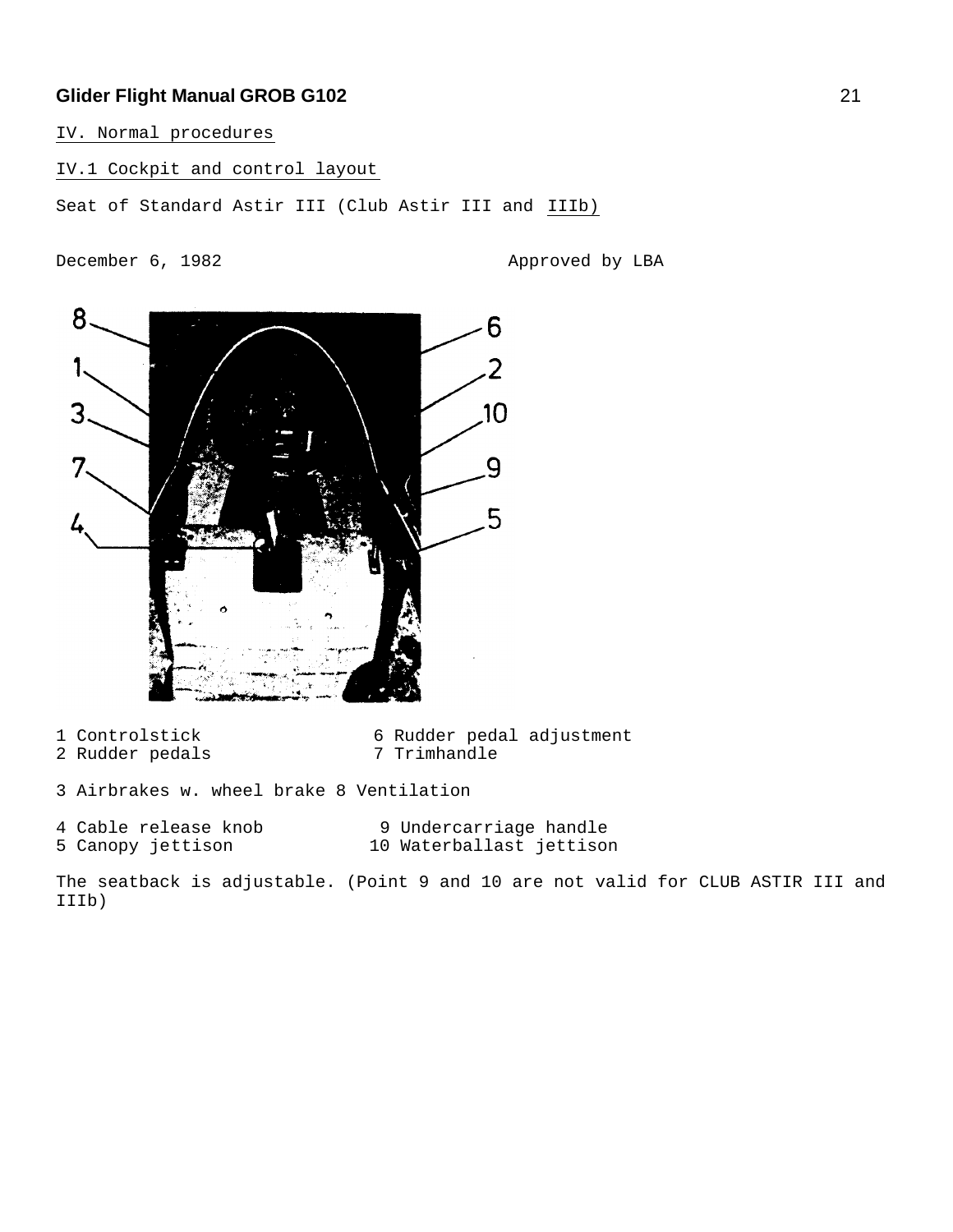IV. Normal procedures

IV.1 Cockpit and control layout

Seat of Standard Astir III (Club Astir III and IIIb)

December 6, 1982 Approved by LBA

1 Controlstick
2 Rudder pedals
3 Airbrakes w. wheel brake
4 Cable release knob
5 Canopy jettison
6 Rudder pedal adjustment
7 Trimhandle
8 Ventilation
9 Undercarriage handle
10 Waterballast jettison

The seatback is adjustable. (Point 9 and 10 are not valid for CLUB ASTIR III and IIIb)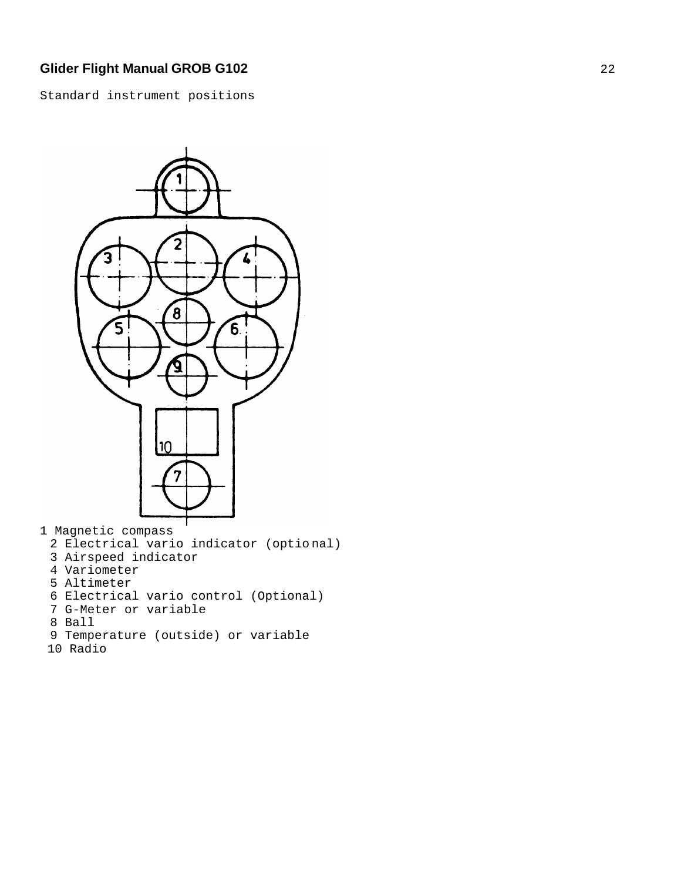Standard instrument positions

1 Magnetic compass
2 Electrical vario indicator (optional)
3 Airspeed indicator
4 Variometer
5 Altimeter
6 Electrical vario control (Optional)
7 G-Meter or variable
8 Ball
9 Temperature (outside) or variable
10 Radio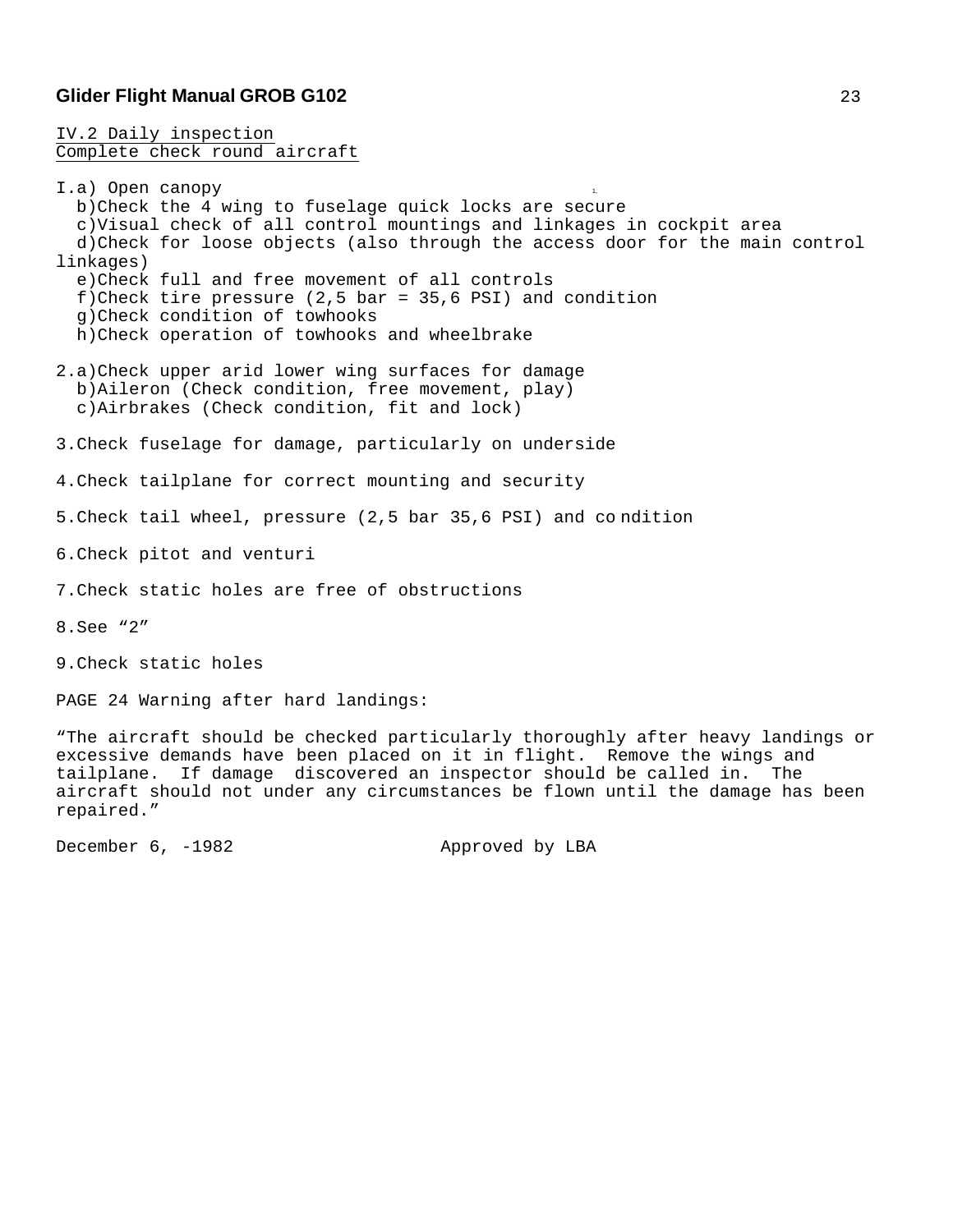IV.2 Daily inspection
Complete check round aircraft

I.a) Open canopy
  b)Check the 4 wing to fuselage quick locks are secure
  c)Visual check of all control mountings and linkages in cockpit area
  d)Check for loose objects (also through the access door for the main control linkages)
  e)Check full and free movement of all controls
  f)Check tire pressure (2,5 bar = 35,6 PSI) and condition
  g)Check condition of towhooks
  h)Check operation of towhooks and wheelbrake

2.a)Check upper arid lower wing surfaces for damage
  b)Aileron (Check condition, free movement, play)
  c)Airbrakes (Check condition, fit and lock)

3.Check fuselage for damage, particularly on underside

4.Check tailplane for correct mounting and security

5.Check tail wheel, pressure (2,5 bar 35,6 PSI) and co ndition

6.Check pitot and venturi

7.Check static holes are free of obstructions

8.See “2”

9.Check static holes

PAGE 24 Warning after hard landings:

“The aircraft should be checked particularly thoroughly after heavy landings or excessive demands have been placed on it in flight. Remove the wings and tailplane. If damage discovered an inspector should be called in. The aircraft should not under any circumstances be flown until the damage has been repaired.”

December 6, -1982 Approved by LBA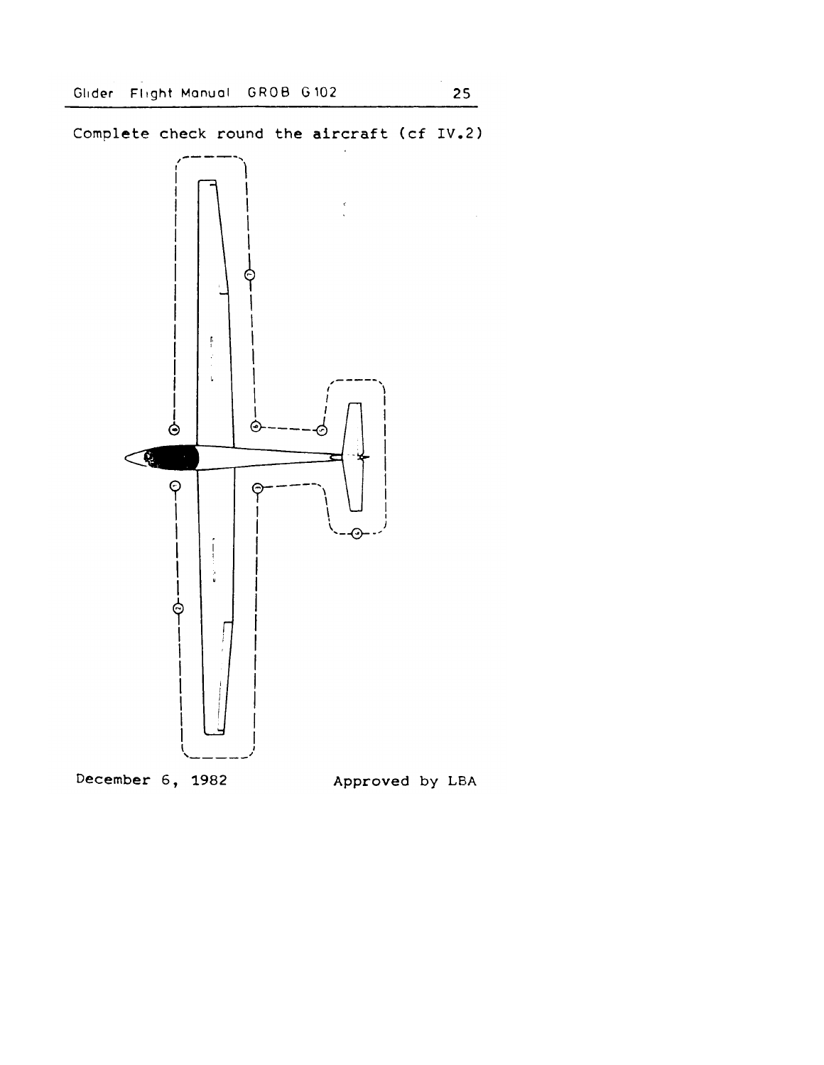Complete check round the aircraft (cf IV.2)

December 6, 1982

Approved by LBA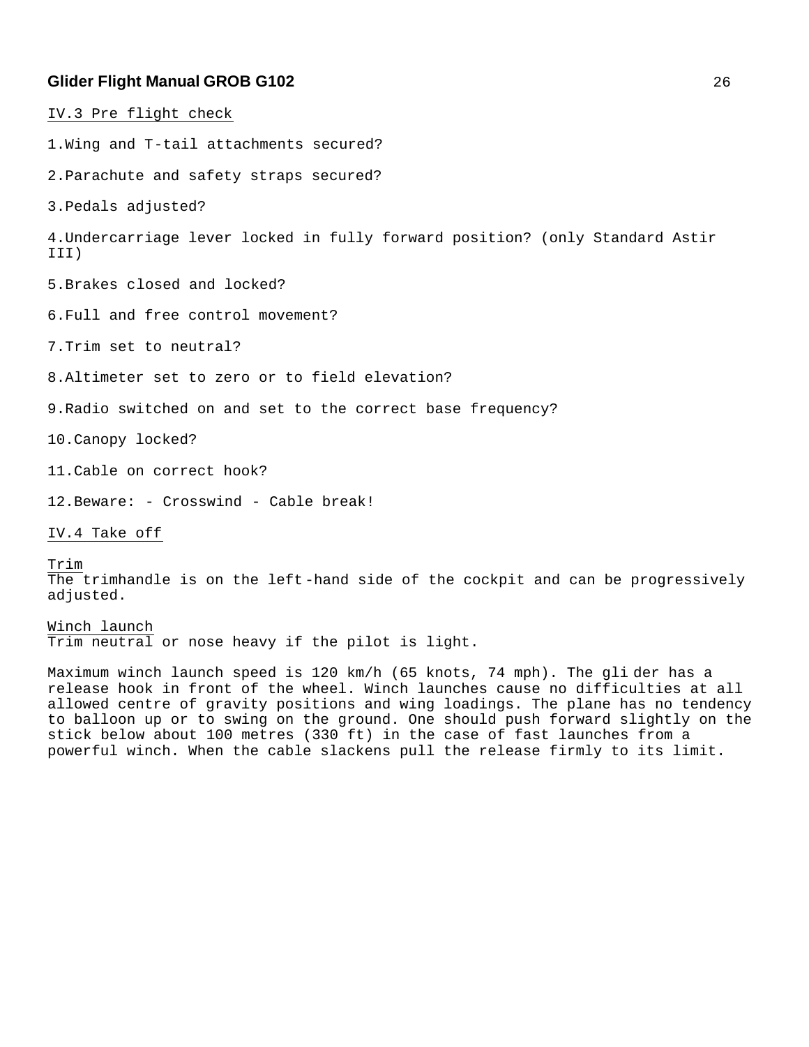## IV.3 Pre flight check

1. Wing and T-tail attachments secured?

2. Parachute and safety straps secured?

3. Pedals adjusted?

4. Undercarriage lever locked in fully forward position? (only Standard Astir III)

5. Brakes closed and locked?

6. Full and free control movement?

7. Trim set to neutral?

8. Altimeter set to zero or to field elevation?

9. Radio switched on and set to the correct base frequency?

10. Canopy locked?

11. Cable on correct hook?

12. Beware: - Crosswind - Cable break!

## IV.4 Take off

### Trim

The trimhandle is on the left-hand side of the cockpit and can be progressively adjusted.

### Winch launch

Trim neutral or nose heavy if the pilot is light.

Maximum winch launch speed is 120 km/h (65 knots, 74 mph). The glider has a release hook in front of the wheel. Winch launches cause no difficulties at all allowed centre of gravity positions and wing loadings. The plane has no tendency to balloon up or to swing on the ground. One should push forward slightly on the stick below about 100 metres (330 ft) in the case of fast launches from a powerful winch. When the cable slackens pull the release firmly to its limit.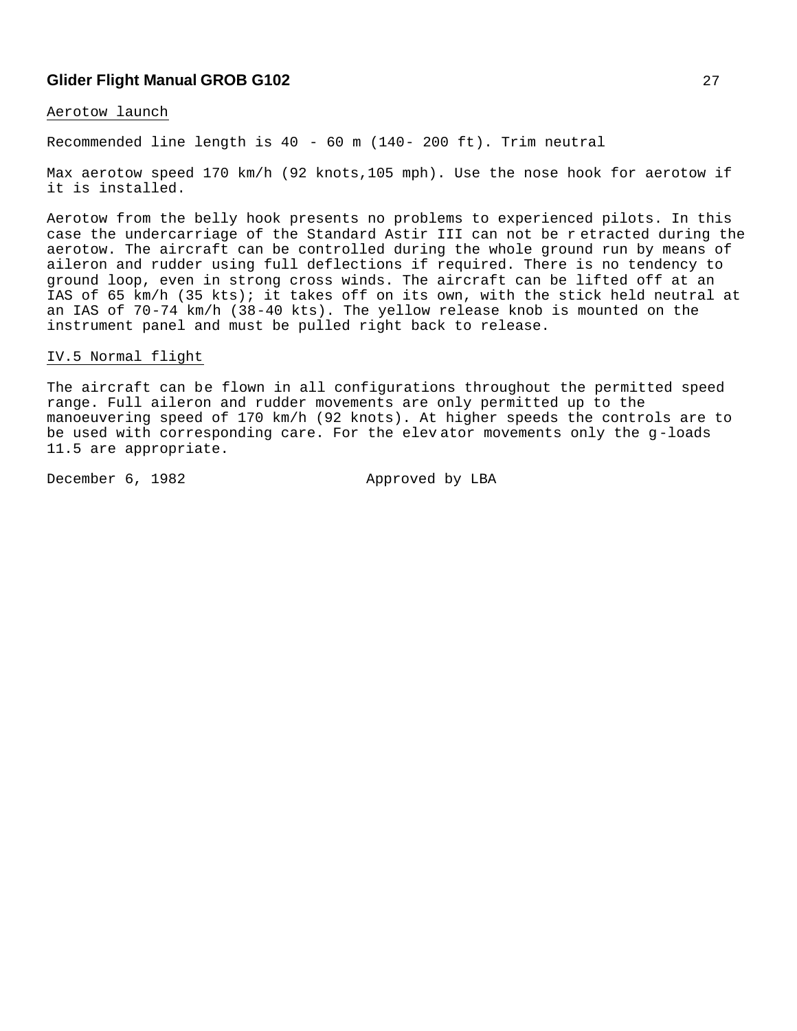## Aerotow launch

Recommended line length is 40 - 60 m (140- 200 ft). Trim neutral

Max aerotow speed 170 km/h (92 knots,105 mph). Use the nose hook for aerotow if it is installed.

Aerotow from the belly hook presents no problems to experienced pilots. In this case the undercarriage of the Standard Astir III can not be retracted during the aerotow. The aircraft can be controlled during the whole ground run by means of aileron and rudder using full deflections if required. There is no tendency to ground loop, even in strong cross winds. The aircraft can be lifted off at an IAS of 65 km/h (35 kts); it takes off on its own, with the stick held neutral at an IAS of 70-74 km/h (38-40 kts). The yellow release knob is mounted on the instrument panel and must be pulled right back to release.

## IV.5 Normal flight

The aircraft can be flown in all configurations throughout the permitted speed range. Full aileron and rudder movements are only permitted up to the manoeuvering speed of 170 km/h (92 knots). At higher speeds the controls are to be used with corresponding care. For the elevator movements only the g-loads 11.5 are appropriate.

December 6, 1982 Approved by LBA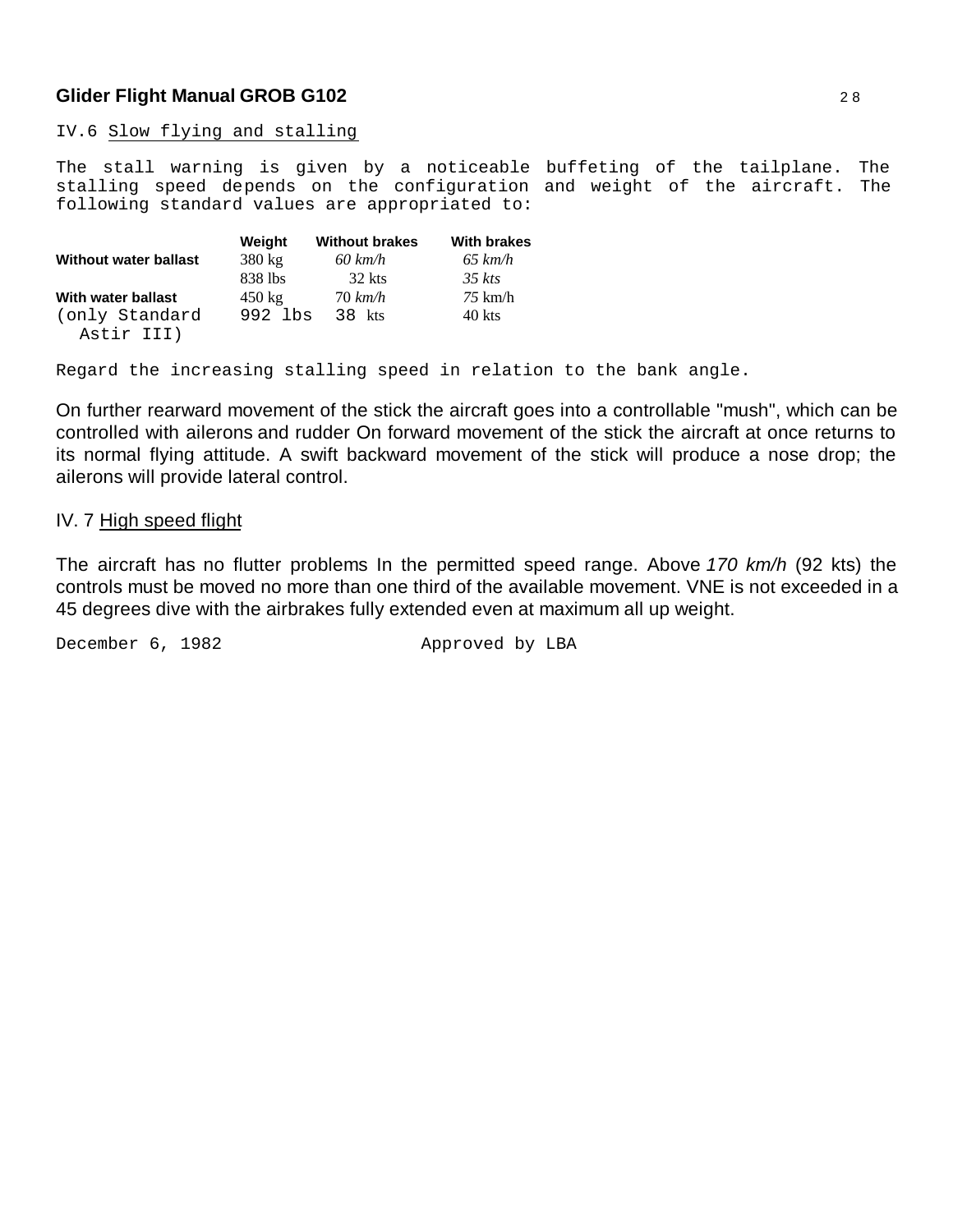IV.6 Slow flying and stalling

The stall warning is given by a noticeable buffeting of the tailplane. The stalling speed depends on the configuration and weight of the aircraft. The following standard values are appropriated to:

| | Weight | Without brakes | With brakes |
|---|---|---|---|
| Without water ballast | 380 kg | *60 km/h* | *65 km/h* |
| | 838 lbs | 32 kts | *35 kts* |
| With water ballast | 450 kg | 70 *km/h* | *75* km/h |
| (only Standard Astir III) | 992 lbs | 38 kts | 40 kts |

Regard the increasing stalling speed in relation to the bank angle.

On further rearward movement of the stick the aircraft goes into a controllable "mush", which can be controlled with ailerons and rudder On forward movement of the stick the aircraft at once returns to its normal flying attitude. A swift backward movement of the stick will produce a nose drop; the ailerons will provide lateral control.

IV. 7 High speed flight

The aircraft has no flutter problems In the permitted speed range. Above *170 km/h* (92 kts) the controls must be moved no more than one third of the available movement. VNE is not exceeded in a 45 degrees dive with the airbrakes fully extended even at maximum all up weight.

December 6, 1982 Approved by LBA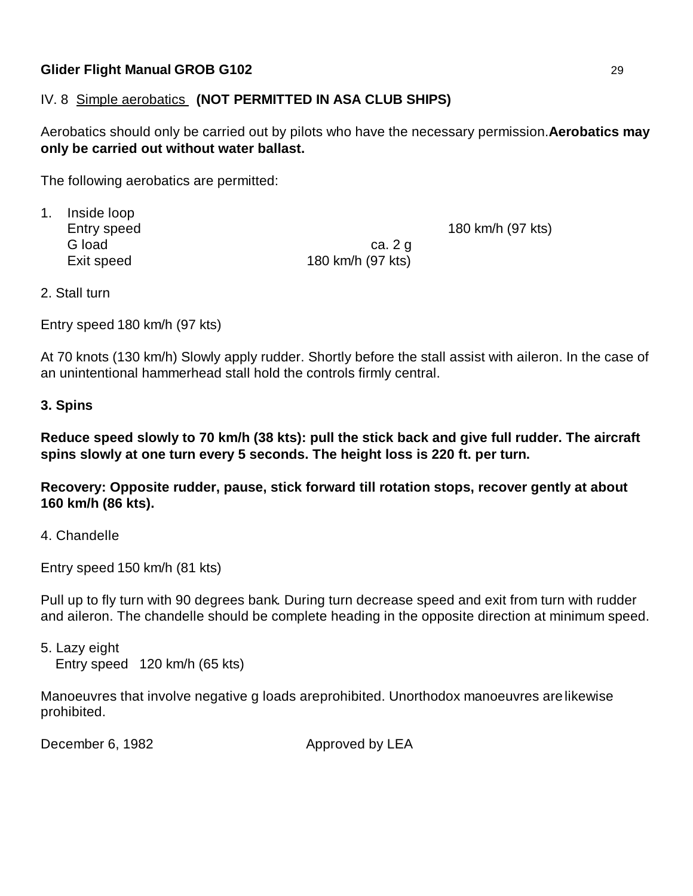IV. 8 Simple aerobatics **(NOT PERMITTED IN ASA CLUB SHIPS)**

Aerobatics should only be carried out by pilots who have the necessary permission. **Aerobatics may only be carried out without water ballast.**

The following aerobatics are permitted:

1. Inside loop
   Entry speed 180 km/h (97 kts)
   G load ca. 2 g
   Exit speed 180 km/h (97 kts)

2. Stall turn

Entry speed 180 km/h (97 kts)

At 70 knots (130 km/h) Slowly apply rudder. Shortly before the stall assist with aileron. In the case of an unintentional hammerhead stall hold the controls firmly central.

**3. Spins**

**Reduce speed slowly to 70 km/h (38 kts): pull the stick back and give full rudder. The aircraft spins slowly at one turn every 5 seconds. The height loss is 220 ft. per turn.**

**Recovery: Opposite rudder, pause, stick forward till rotation stops, recover gently at about 160 km/h (86 kts).**

4. Chandelle

Entry speed 150 km/h (81 kts)

Pull up to fly turn with 90 degrees bank. During turn decrease speed and exit from turn with rudder and aileron. The chandelle should be complete heading in the opposite direction at minimum speed.

5. Lazy eight
   Entry speed 120 km/h (65 kts)

Manoeuvres that involve negative g loads areprohibited. Unorthodox manoeuvres arelikewise prohibited.

December 6, 1982 Approved by LEA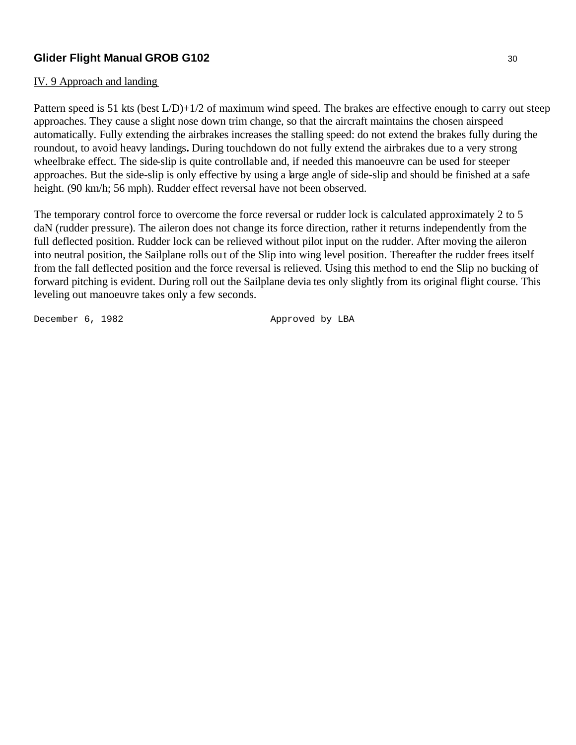IV. 9 Approach and landing

Pattern speed is 51 kts (best L/D)+1/2 of maximum wind speed. The brakes are effective enough to carry out steep approaches. They cause a slight nose down trim change, so that the aircraft maintains the chosen airspeed automatically. Fully extending the airbrakes increases the stalling speed: do not extend the brakes fully during the roundout, to avoid heavy landings**.** During touchdown do not fully extend the airbrakes due to a very strong wheelbrake effect. The side-slip is quite controllable and, if needed this manoeuvre can be used for steeper approaches. But the side-slip is only effective by using a large angle of side-slip and should be finished at a safe height. (90 km/h; 56 mph). Rudder effect reversal have not been observed.

The temporary control force to overcome the force reversal or rudder lock is calculated approximately 2 to 5 daN (rudder pressure). The aileron does not change its force direction, rather it returns independently from the full deflected position. Rudder lock can be relieved without pilot input on the rudder. After moving the aileron into neutral position, the Sailplane rolls out of the Slip into wing level position. Thereafter the rudder frees itself from the fall deflected position and the force reversal is relieved. Using this method to end the Slip no bucking of forward pitching is evident. During roll out the Sailplane deviates only slightly from its original flight course. This leveling out manoeuvre takes only a few seconds.

December 6, 1982 Approved by LBA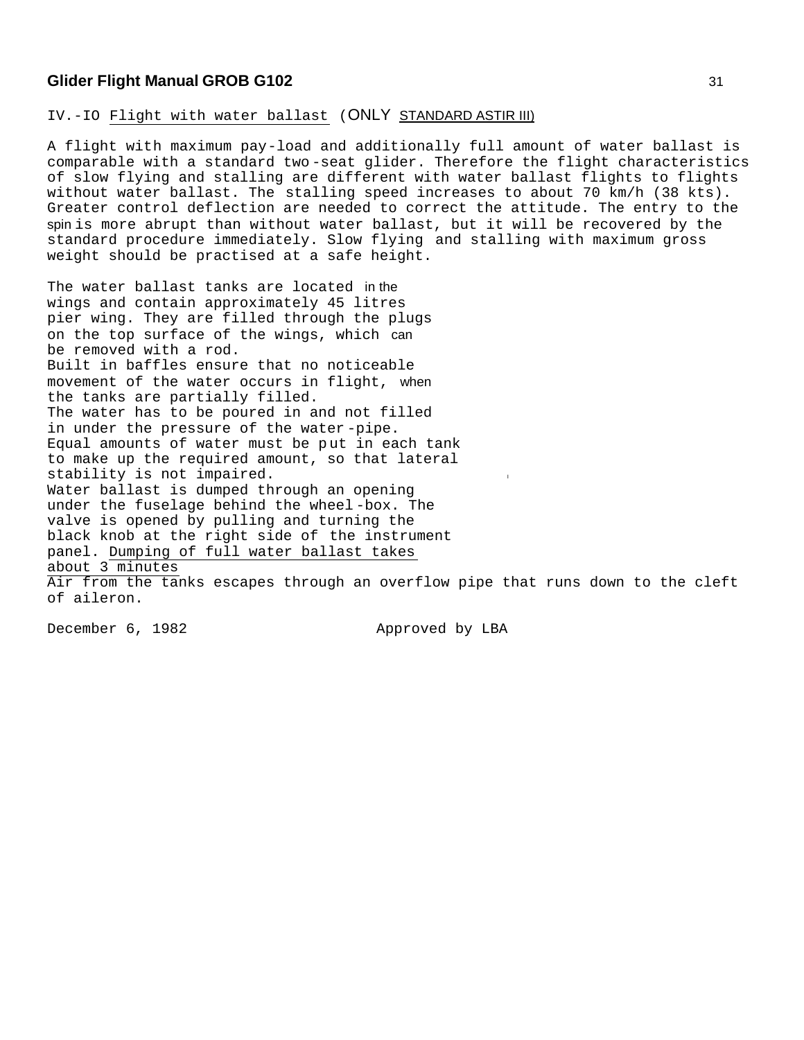## IV.-IO Flight with water ballast (ONLY STANDARD ASTIR III)

A flight with maximum pay-load and additionally full amount of water ballast is comparable with a standard two-seat glider. Therefore the flight characteristics of slow flying and stalling are different with water ballast flights to flights without water ballast. The stalling speed increases to about 70 km/h (38 kts). Greater control deflection are needed to correct the attitude. The entry to the spin is more abrupt than without water ballast, but it will be recovered by the standard procedure immediately. Slow flying and stalling with maximum gross weight should be practised at a safe height.

The water ballast tanks are located in the wings and contain approximately 45 litres pier wing. They are filled through the plugs on the top surface of the wings, which can be removed with a rod.
Built in baffles ensure that no noticeable movement of the water occurs in flight, when the tanks are partially filled.
The water has to be poured in and not filled in under the pressure of the water-pipe.
Equal amounts of water must be put in each tank to make up the required amount, so that lateral stability is not impaired.
Water ballast is dumped through an opening under the fuselage behind the wheel-box. The valve is opened by pulling and turning the black knob at the right side of the instrument panel. Dumping of full water ballast takes about 3 minutes
Air from the tanks escapes through an overflow pipe that runs down to the cleft of aileron.

December 6, 1982 Approved by LBA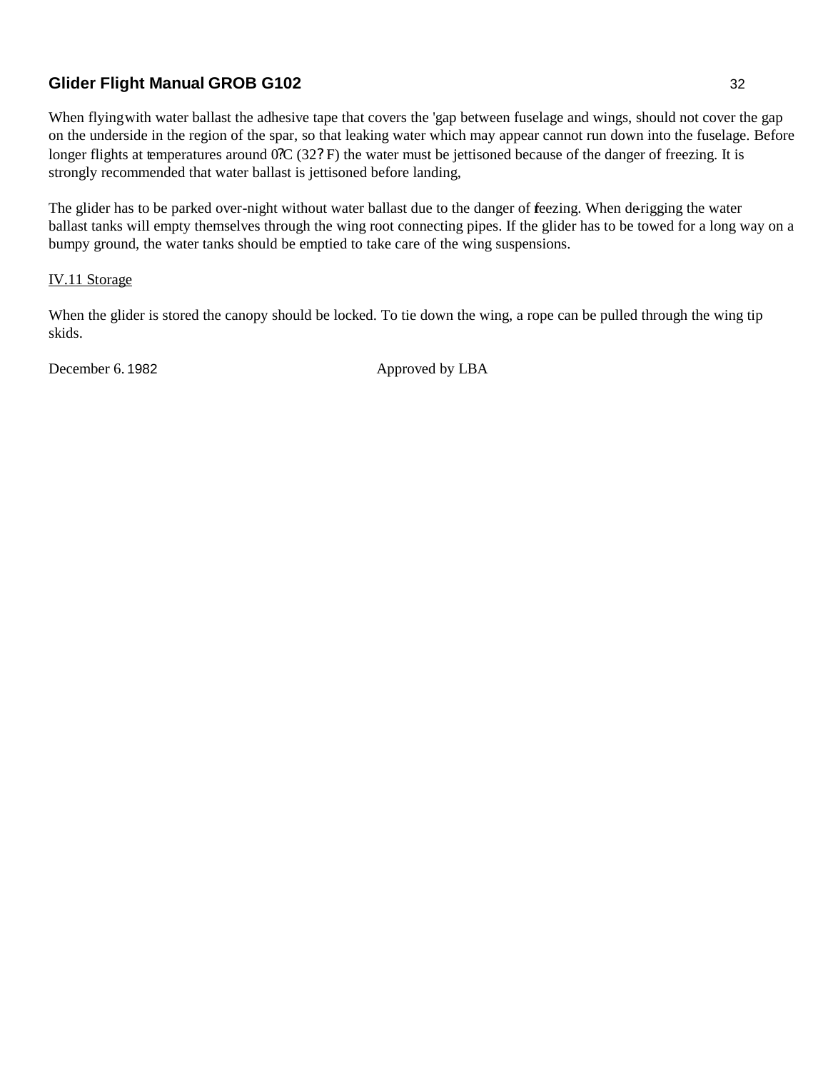When flying with water ballast the adhesive tape that covers the 'gap between fuselage and wings, should not cover the gap on the underside in the region of the spar, so that leaking water which may appear cannot run down into the fuselage. Before longer flights at temperatures around 0?C (32? F) the water must be jettisoned because of the danger of freezing. It is strongly recommended that water ballast is jettisoned before landing,

The glider has to be parked over-night without water ballast due to the danger of freezing. When de-rigging the water ballast tanks will empty themselves through the wing root connecting pipes. If the glider has to be towed for a long way on a bumpy ground, the water tanks should be emptied to take care of the wing suspensions.

## IV.11 Storage

When the glider is stored the canopy should be locked. To tie down the wing, a rope can be pulled through the wing tip skids.

December 6. 1982 Approved by LBA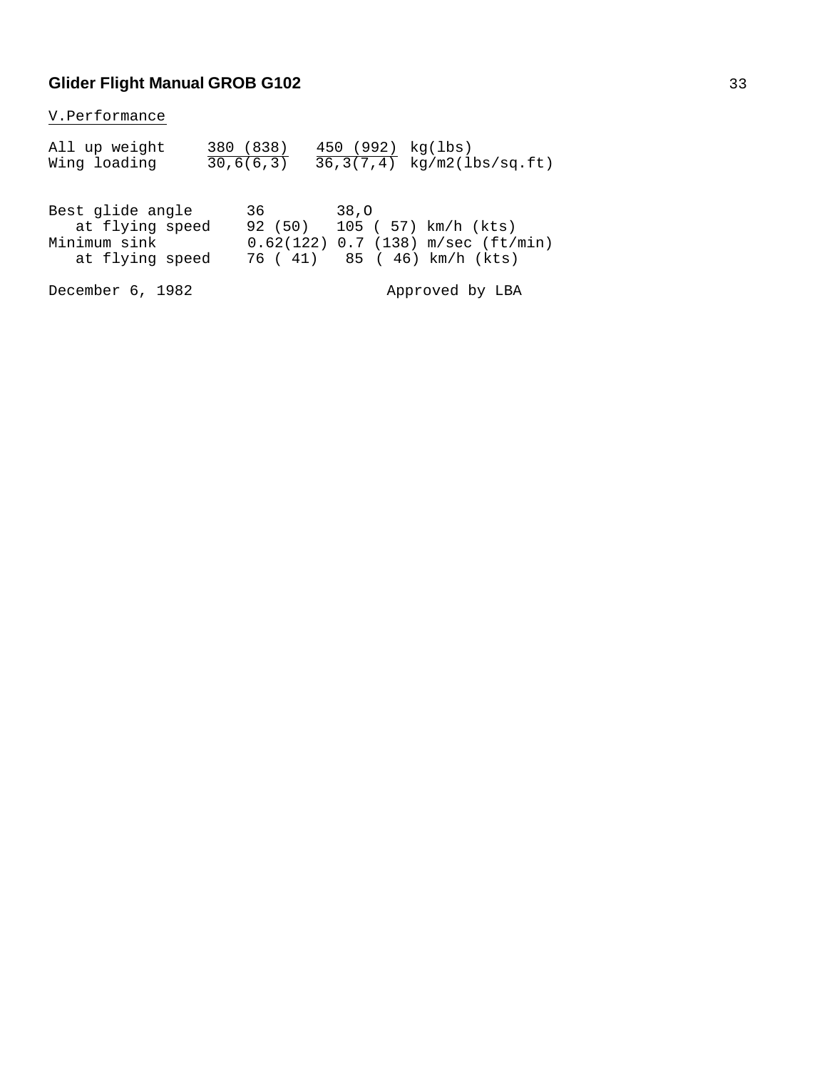## V.Performance

| | | | |
|---|---|---|---|
| All up weight | 380 (838) | 450 (992) | kg(lbs) |
| Wing loading | 30,6(6,3) | 36,3(7,4) | kg/m2(lbs/sq.ft) |

| | | | |
|---|---|---|---|
| Best glide angle | 36 | 38,O | |
| at flying speed | 92 (50) | 105 ( 57) | km/h (kts) |
| Minimum sink | 0.62(122) | 0.7 (138) | m/sec (ft/min) |
| at flying speed | 76 ( 41) | 85 ( 46) | km/h (kts) |

December 6, 1982 Approved by LBA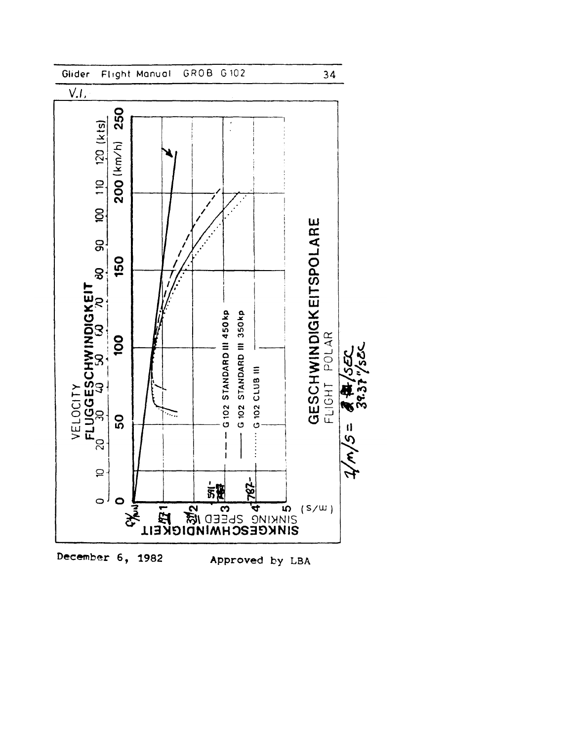V.I.

VELOCITY
FLUGGESCHWINDIGKEIT

0 10 20 30 40 50 60 70 80 90 100 110 120 (kts)

0 50 100 150 200 (km/h) 250

SINKGESCHWINDIGKEIT
SINKING SPEED

0 1 2 3 4 5 (m/s)

- - - - G 102 STANDARD III 450kp
——— G 102 STANDARD III 350kp
········ G 102 CLUB III

**GESCHWINDIGKEITSPOLARE**
FLIGHT POLAR

1 m/s = ? /SEC
39.37"/SEC

December 6, 1982 Approved by LBA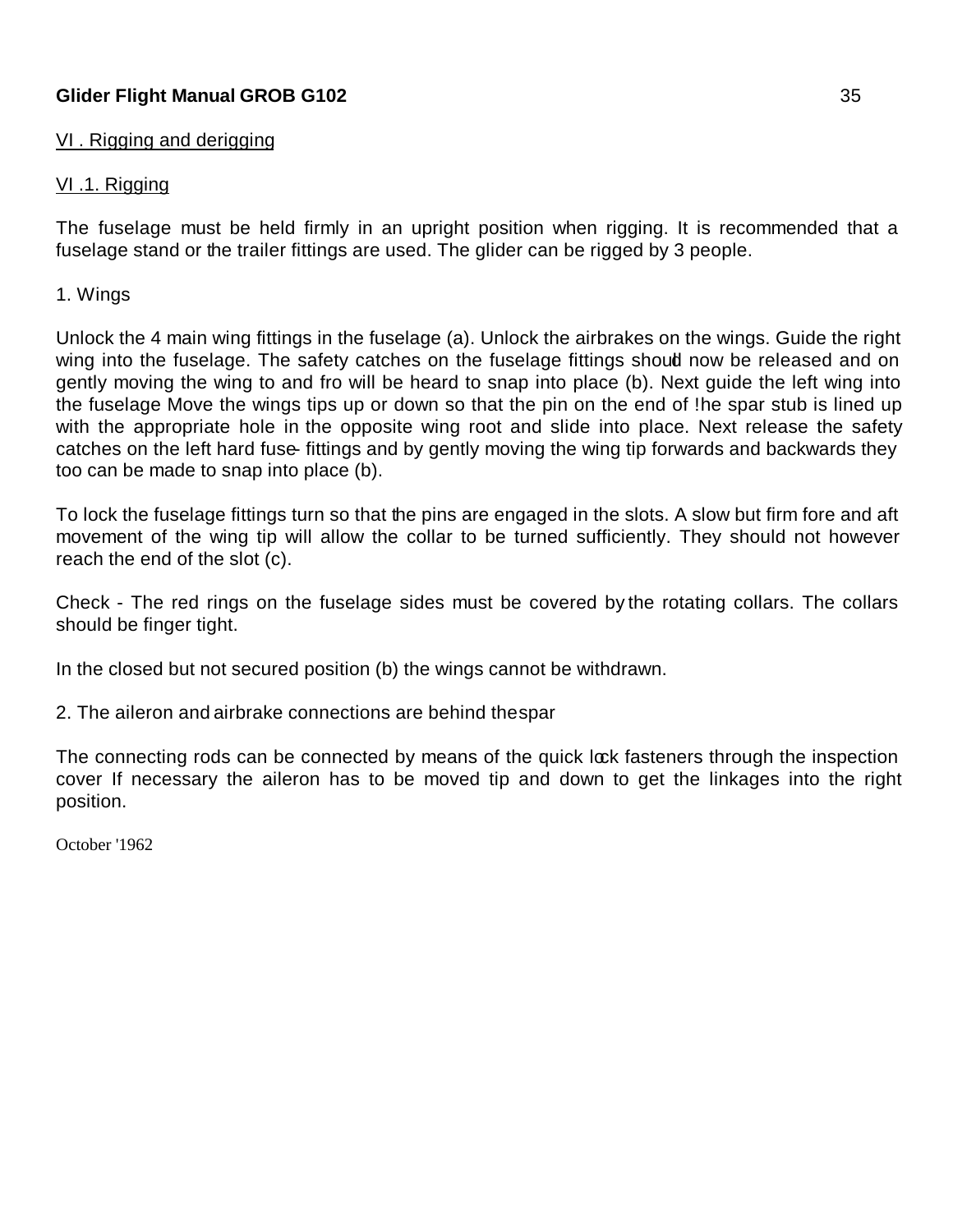## VI . Rigging and derigging

### VI .1. Rigging

The fuselage must be held firmly in an upright position when rigging. It is recommended that a fuselage stand or the trailer fittings are used. The glider can be rigged by 3 people.

1. Wings

Unlock the 4 main wing fittings in the fuselage (a). Unlock the airbrakes on the wings. Guide the right wing into the fuselage. The safety catches on the fuselage fittings should now be released and on gently moving the wing to and fro will be heard to snap into place (b). Next guide the left wing into the fuselage Move the wings tips up or down so that the pin on the end of !he spar stub is lined up with the appropriate hole in the opposite wing root and slide into place. Next release the safety catches on the left hard fuse- fittings and by gently moving the wing tip forwards and backwards they too can be made to snap into place (b).

To lock the fuselage fittings turn so that the pins are engaged in the slots. A slow but firm fore and aft movement of the wing tip will allow the collar to be turned sufficiently. They should not however reach the end of the slot (c).

Check - The red rings on the fuselage sides must be covered by the rotating collars. The collars should be finger tight.

In the closed but not secured position (b) the wings cannot be withdrawn.

2. The aileron and airbrake connections are behind the spar

The connecting rods can be connected by means of the quick lock fasteners through the inspection cover If necessary the aileron has to be moved tip and down to get the linkages into the right position.

October '1962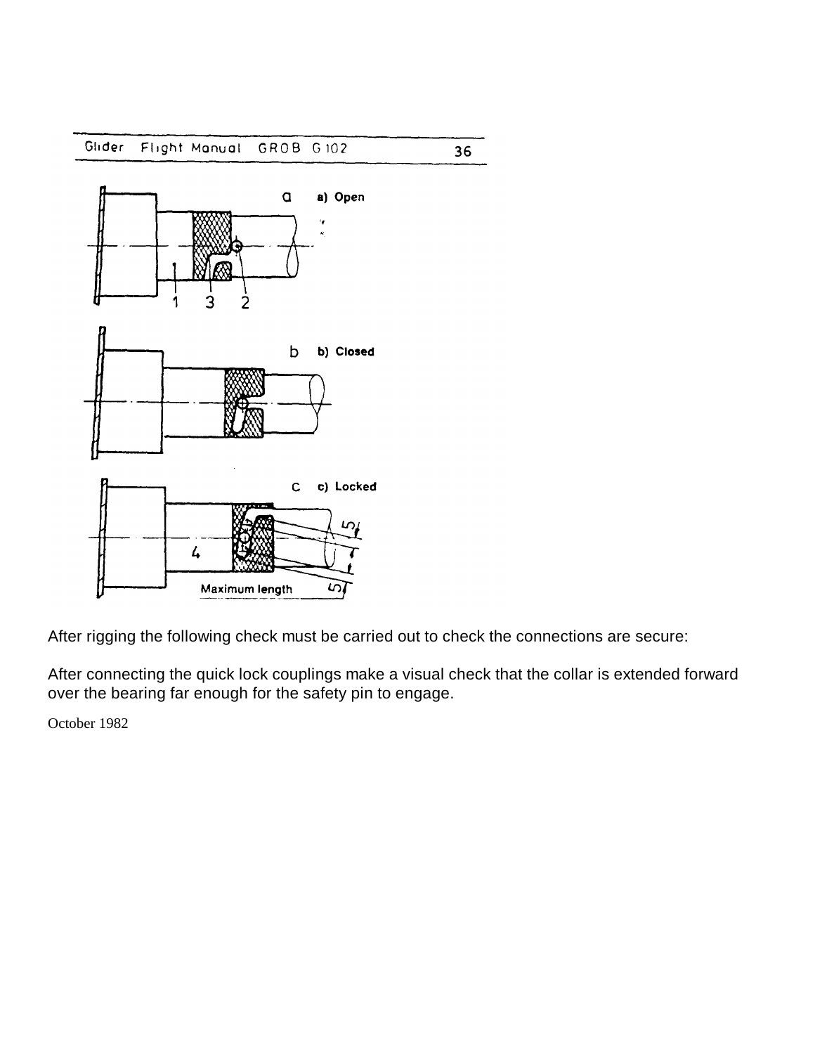a) Open

b) Closed

c) Locked

Maximum length

After rigging the following check must be carried out to check the connections are secure:

After connecting the quick lock couplings make a visual check that the collar is extended forward over the bearing far enough for the safety pin to engage.

October 1982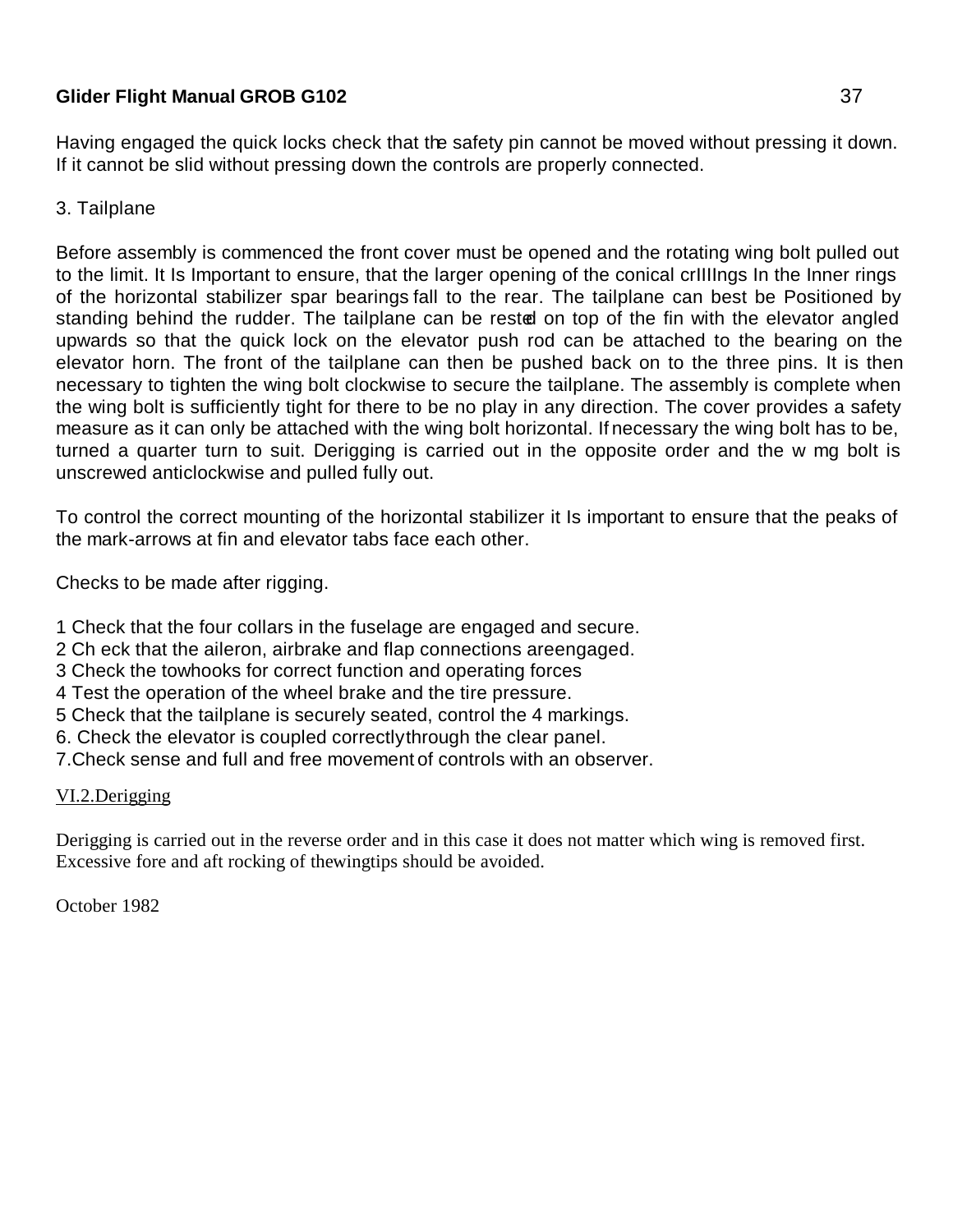Having engaged the quick locks check that the safety pin cannot be moved without pressing it down. If it cannot be slid without pressing down the controls are properly connected.

3. Tailplane

Before assembly is commenced the front cover must be opened and the rotating wing bolt pulled out to the limit. It Is Important to ensure, that the larger opening of the conical crIIIIngs In the Inner rings of the horizontal stabilizer spar bearings fall to the rear. The tailplane can best be Positioned by standing behind the rudder. The tailplane can be rested on top of the fin with the elevator angled upwards so that the quick lock on the elevator push rod can be attached to the bearing on the elevator horn. The front of the tailplane can then be pushed back on to the three pins. It is then necessary to tighten the wing bolt clockwise to secure the tailplane. The assembly is complete when the wing bolt is sufficiently tight for there to be no play in any direction. The cover provides a safety measure as it can only be attached with the wing bolt horizontal. If necessary the wing bolt has to be, turned a quarter turn to suit. Derigging is carried out in the opposite order and the w mg bolt is unscrewed anticlockwise and pulled fully out.

To control the correct mounting of the horizontal stabilizer it Is important to ensure that the peaks of the mark-arrows at fin and elevator tabs face each other.

Checks to be made after rigging.

1 Check that the four collars in the fuselage are engaged and secure.
2 Ch eck that the aileron, airbrake and flap connections areengaged.
3 Check the towhooks for correct function and operating forces
4 Test the operation of the wheel brake and the tire pressure.
5 Check that the tailplane is securely seated, control the 4 markings.
6. Check the elevator is coupled correctlythrough the clear panel.
7.Check sense and full and free movement of controls with an observer.

## VI.2.Derigging

Derigging is carried out in the reverse order and in this case it does not matter which wing is removed first. Excessive fore and aft rocking of thewingtips should be avoided.

October 1982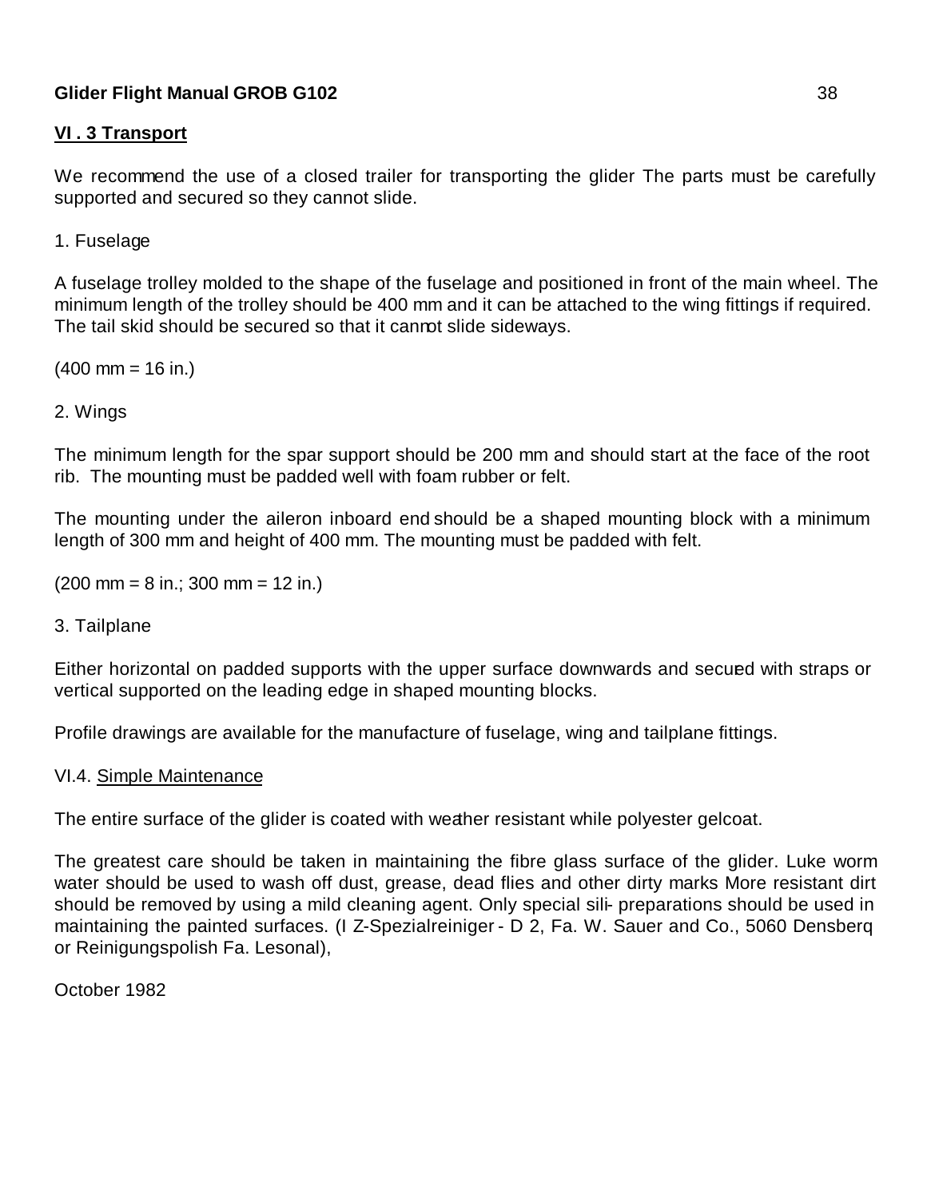## VI . 3 Transport

We recommend the use of a closed trailer for transporting the glider The parts must be carefully supported and secured so they cannot slide.

1. Fuselage

A fuselage trolley molded to the shape of the fuselage and positioned in front of the main wheel. The minimum length of the trolley should be 400 mm and it can be attached to the wing fittings if required. The tail skid should be secured so that it cannot slide sideways.

(400 mm = 16 in.)

2. Wings

The minimum length for the spar support should be 200 mm and should start at the face of the root rib. The mounting must be padded well with foam rubber or felt.

The mounting under the aileron inboard end should be a shaped mounting block with a minimum length of 300 mm and height of 400 mm. The mounting must be padded with felt.

(200 mm = 8 in.; 300 mm = 12 in.)

3. Tailplane

Either horizontal on padded supports with the upper surface downwards and secured with straps or vertical supported on the leading edge in shaped mounting blocks.

Profile drawings are available for the manufacture of fuselage, wing and tailplane fittings.

## VI.4. Simple Maintenance

The entire surface of the glider is coated with weather resistant while polyester gelcoat.

The greatest care should be taken in maintaining the fibre glass surface of the glider. Luke worm water should be used to wash off dust, grease, dead flies and other dirty marks More resistant dirt should be removed by using a mild cleaning agent. Only special sili- preparations should be used in maintaining the painted surfaces. (I Z-Spezialreiniger - D 2, Fa. W. Sauer and Co., 5060 Densberq or Reinigungspolish Fa. Lesonal),

October 1982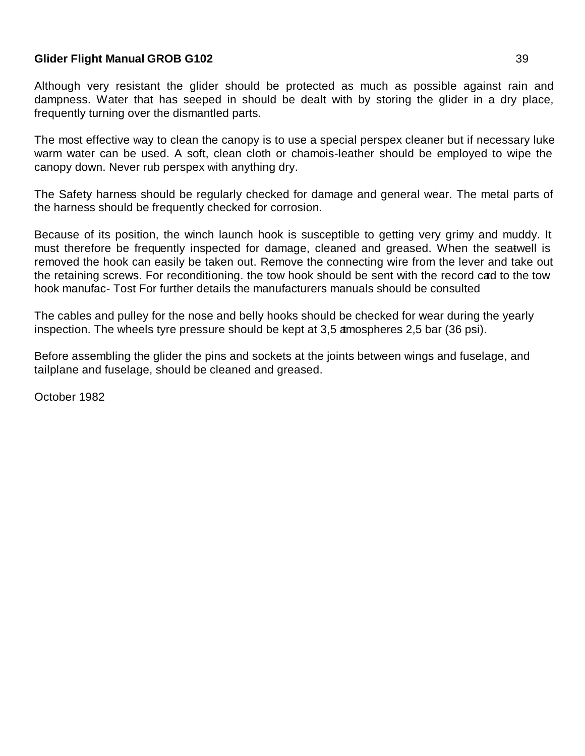Although very resistant the glider should be protected as much as possible against rain and dampness. Water that has seeped in should be dealt with by storing the glider in a dry place, frequently turning over the dismantled parts.

The most effective way to clean the canopy is to use a special perspex cleaner but if necessary luke warm water can be used. A soft, clean cloth or chamois-leather should be employed to wipe the canopy down. Never rub perspex with anything dry.

The Safety harness should be regularly checked for damage and general wear. The metal parts of the harness should be frequently checked for corrosion.

Because of its position, the winch launch hook is susceptible to getting very grimy and muddy. It must therefore be frequently inspected for damage, cleaned and greased. When the seat-well is removed the hook can easily be taken out. Remove the connecting wire from the lever and take out the retaining screws. For reconditioning. the tow hook should be sent with the record card to the tow hook manufac- Tost For further details the manufacturers manuals should be consulted

The cables and pulley for the nose and belly hooks should be checked for wear during the yearly inspection. The wheels tyre pressure should be kept at 3,5 atmospheres 2,5 bar (36 psi).

Before assembling the glider the pins and sockets at the joints between wings and fuselage, and tailplane and fuselage, should be cleaned and greased.

October 1982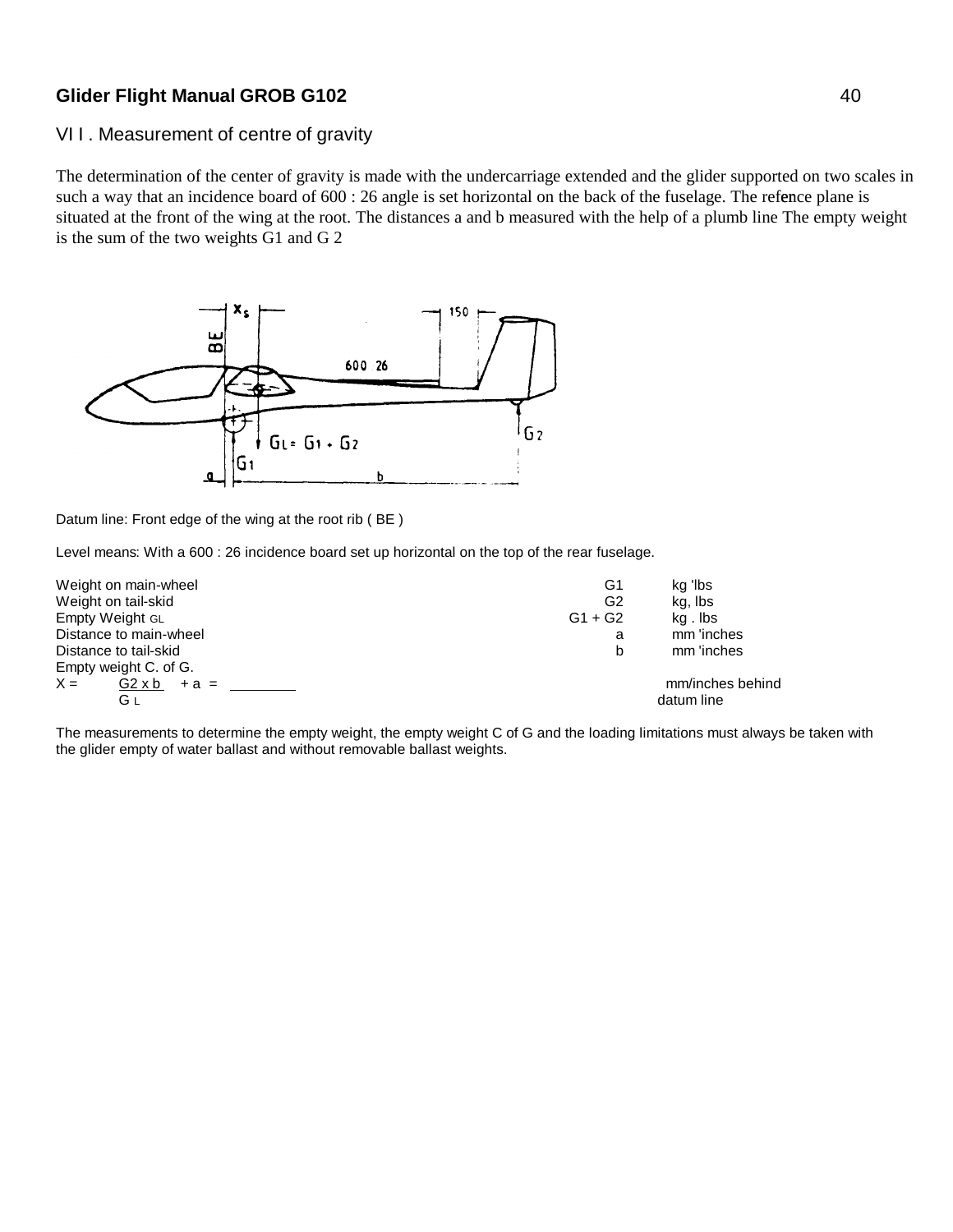## VI I . Measurement of centre of gravity

The determination of the center of gravity is made with the undercarriage extended and the glider supported on two scales in such a way that an incidence board of 600 : 26 angle is set horizontal on the back of the fuselage. The refence plane is situated at the front of the wing at the root. The distances a and b measured with the help of a plumb line The empty weight is the sum of the two weights G1 and G 2

Datum line: Front edge of the wing at the root rib ( BE )

Level means: With a 600 : 26 incidence board set up horizontal on the top of the rear fuselage.

| | | |
|---|---|---|
| Weight on main-wheel | G1 | kg 'lbs |
| Weight on tail-skid | G2 | kg, lbs |
| Empty Weight GL | G1 + G2 | kg . lbs |
| Distance to main-wheel | a | mm 'inches |
| Distance to tail-skid | b | mm 'inches |
| Empty weight C. of G. | | |

$$X = \frac{G2 \times b}{G_L} + a = \_\_\_\_\_\_\_\_$$ mm/inches behind datum line

The measurements to determine the empty weight, the empty weight C of G and the loading limitations must always be taken with the glider empty of water ballast and without removable ballast weights.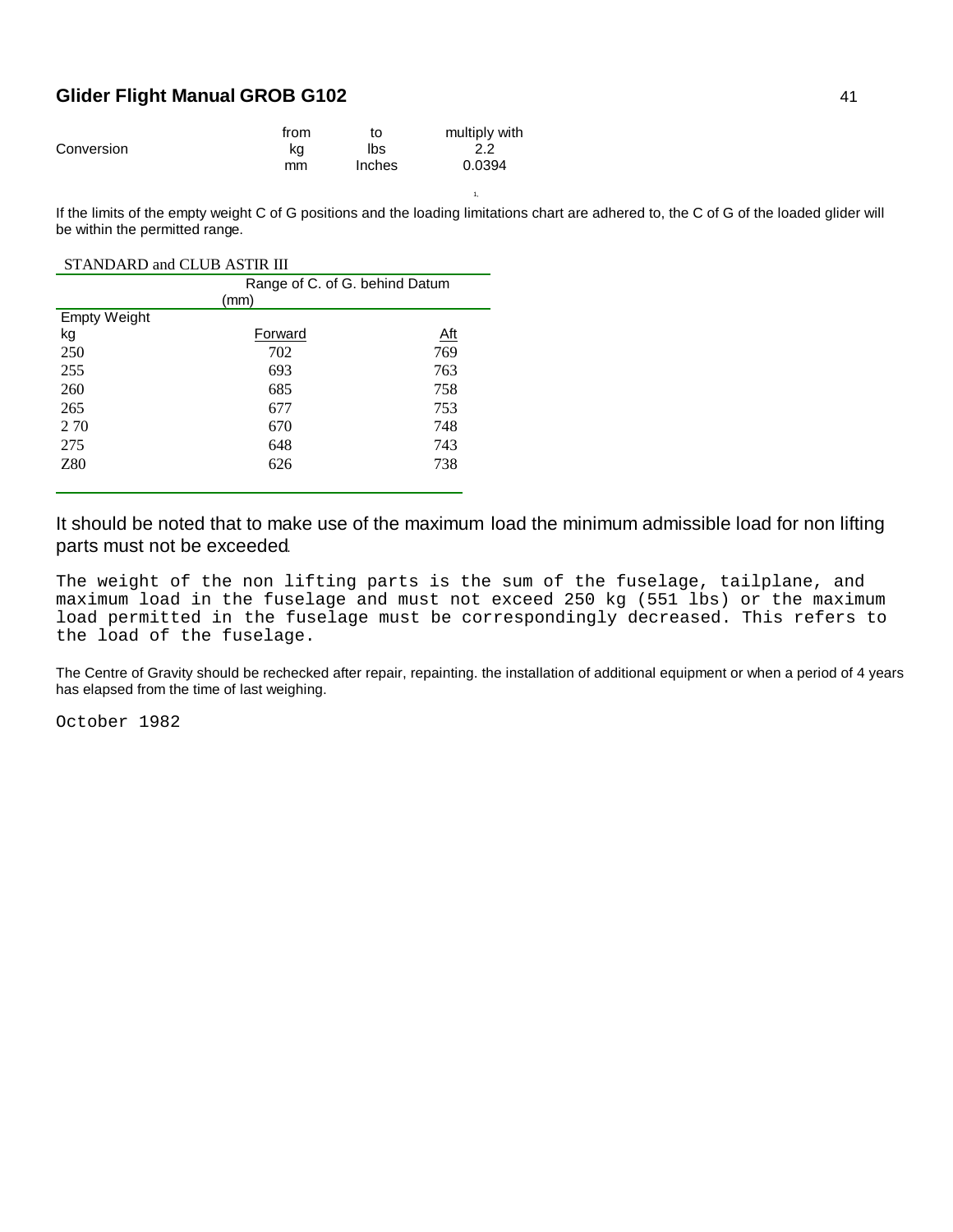| Conversion | from | to | multiply with |
|---|---|---|---|
| | kg | lbs | 2.2 |
| | mm | Inches | 0.0394 |

If the limits of the empty weight C of G positions and the loading limitations chart are adhered to, the C of G of the loaded glider will be within the permitted range.

STANDARD and CLUB ASTIR III

| | Range of C. of G. behind Datum (mm) | |
|---|---|---|
| Empty Weight kg | Forward | Aft |
| 250 | 702 | 769 |
| 255 | 693 | 763 |
| 260 | 685 | 758 |
| 265 | 677 | 753 |
| 2 70 | 670 | 748 |
| 275 | 648 | 743 |
| Z80 | 626 | 738 |

It should be noted that to make use of the maximum load the minimum admissible load for non lifting parts must not be exceeded.

The weight of the non lifting parts is the sum of the fuselage, tailplane, and maximum load in the fuselage and must not exceed 250 kg (551 lbs) or the maximum load permitted in the fuselage must be correspondingly decreased. This refers to the load of the fuselage.

The Centre of Gravity should be rechecked after repair, repainting. the installation of additional equipment or when a period of 4 years has elapsed from the time of last weighing.

October 1982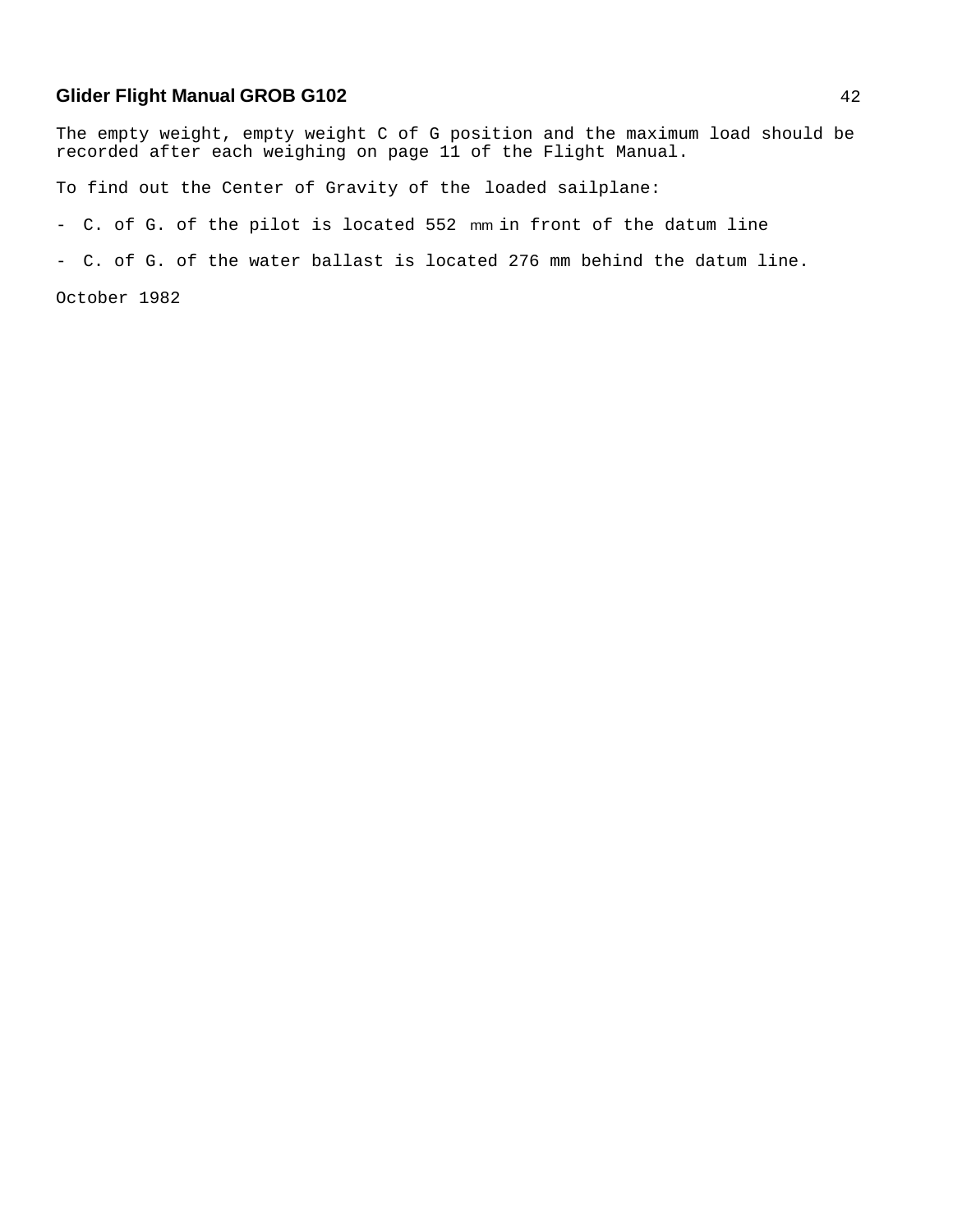The empty weight, empty weight C of G position and the maximum load should be recorded after each weighing on page 11 of the Flight Manual.

To find out the Center of Gravity of the loaded sailplane:

- C. of G. of the pilot is located 552 mm in front of the datum line
- C. of G. of the water ballast is located 276 mm behind the datum line.

October 1982